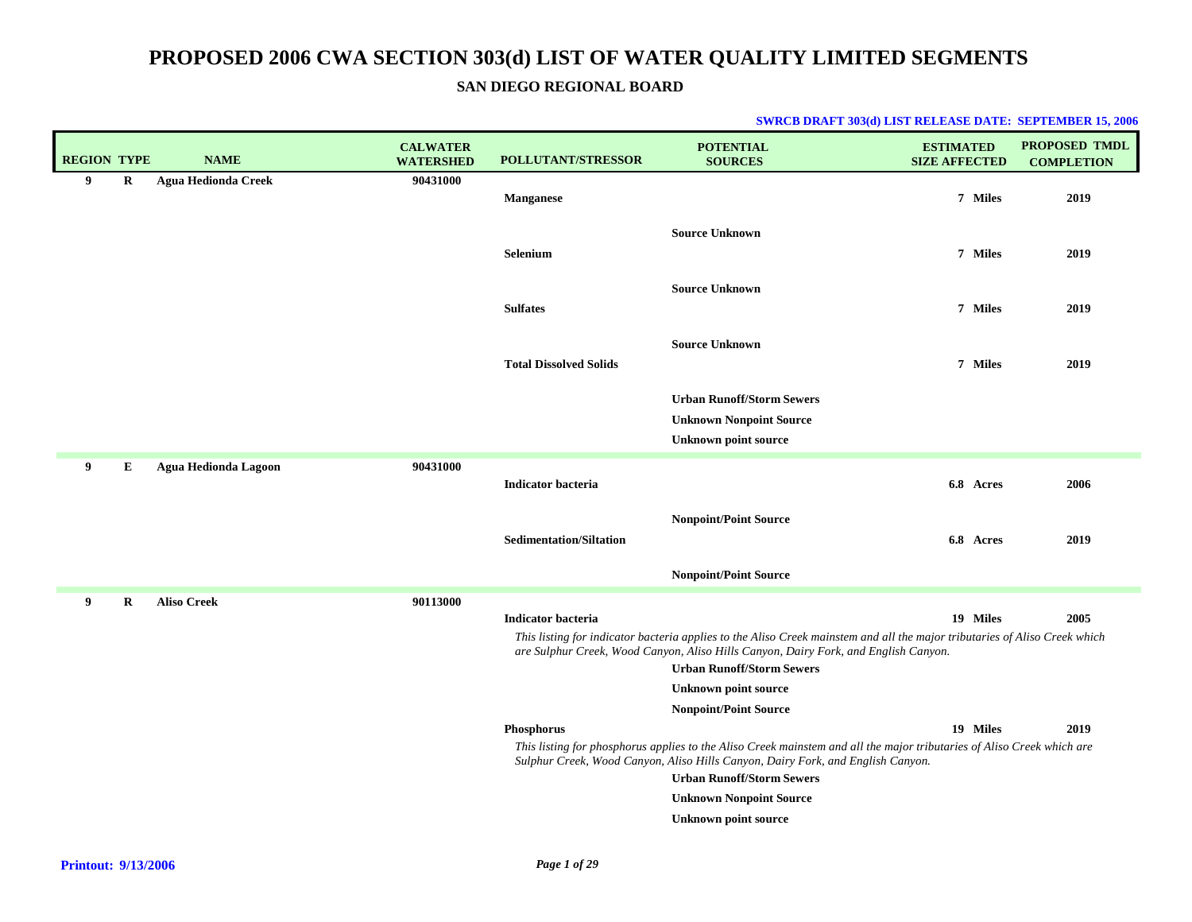# PROPOSED 2006 CWA SECTION 303(d) LIST OF WATER QUALITY LIMITED SEGMENTS

## SAN DIEGO REGIONAL BOARD

**SWRCB DRAFT 303(d) LIST RELEASE DATE: SEPTEMBER 15, 2006**

| REGION | TYPE | NAME | CALWATER WATERSHED | POLLUTANT/STRESSOR | POTENTIAL SOURCES | ESTIMATED SIZE AFFECTED | PROPOSED TMDL COMPLETION |
|---|---|---|---|---|---|---|---|
| 9 | R | Agua Hedionda Creek | 90431000 | | | | |
| | | | | Manganese | | 7 Miles | 2019 |
| | | | | | Source Unknown | | |
| | | | | Selenium | | 7 Miles | 2019 |
| | | | | | Source Unknown | | |
| | | | | Sulfates | | 7 Miles | 2019 |
| | | | | | Source Unknown | | |
| | | | | Total Dissolved Solids | | 7 Miles | 2019 |
| | | | | | Urban Runoff/Storm Sewers | | |
| | | | | | Unknown Nonpoint Source | | |
| | | | | | Unknown point source | | |
| 9 | E | Agua Hedionda Lagoon | 90431000 | | | | |
| | | | | Indicator bacteria | | 6.8 Acres | 2006 |
| | | | | | Nonpoint/Point Source | | |
| | | | | Sedimentation/Siltation | | 6.8 Acres | 2019 |
| | | | | | Nonpoint/Point Source | | |
| 9 | R | Aliso Creek | 90113000 | | | | |
| | | | | Indicator bacteria | | 19 Miles | 2005 |
| | | | | *This listing for indicator bacteria applies to the Aliso Creek mainstem and all the major tributaries of Aliso Creek which are Sulphur Creek, Wood Canyon, Aliso Hills Canyon, Dairy Fork, and English Canyon.* | | | |
| | | | | | Urban Runoff/Storm Sewers | | |
| | | | | | Unknown point source | | |
| | | | | | Nonpoint/Point Source | | |
| | | | | Phosphorus | | 19 Miles | 2019 |
| | | | | *This listing for phosphorus applies to the Aliso Creek mainstem and all the major tributaries of Aliso Creek which are Sulphur Creek, Wood Canyon, Aliso Hills Canyon, Dairy Fork, and English Canyon.* | | | |
| | | | | | Urban Runoff/Storm Sewers | | |
| | | | | | Unknown Nonpoint Source | | |
| | | | | | Unknown point source | | |

**Printout: 9/13/2006**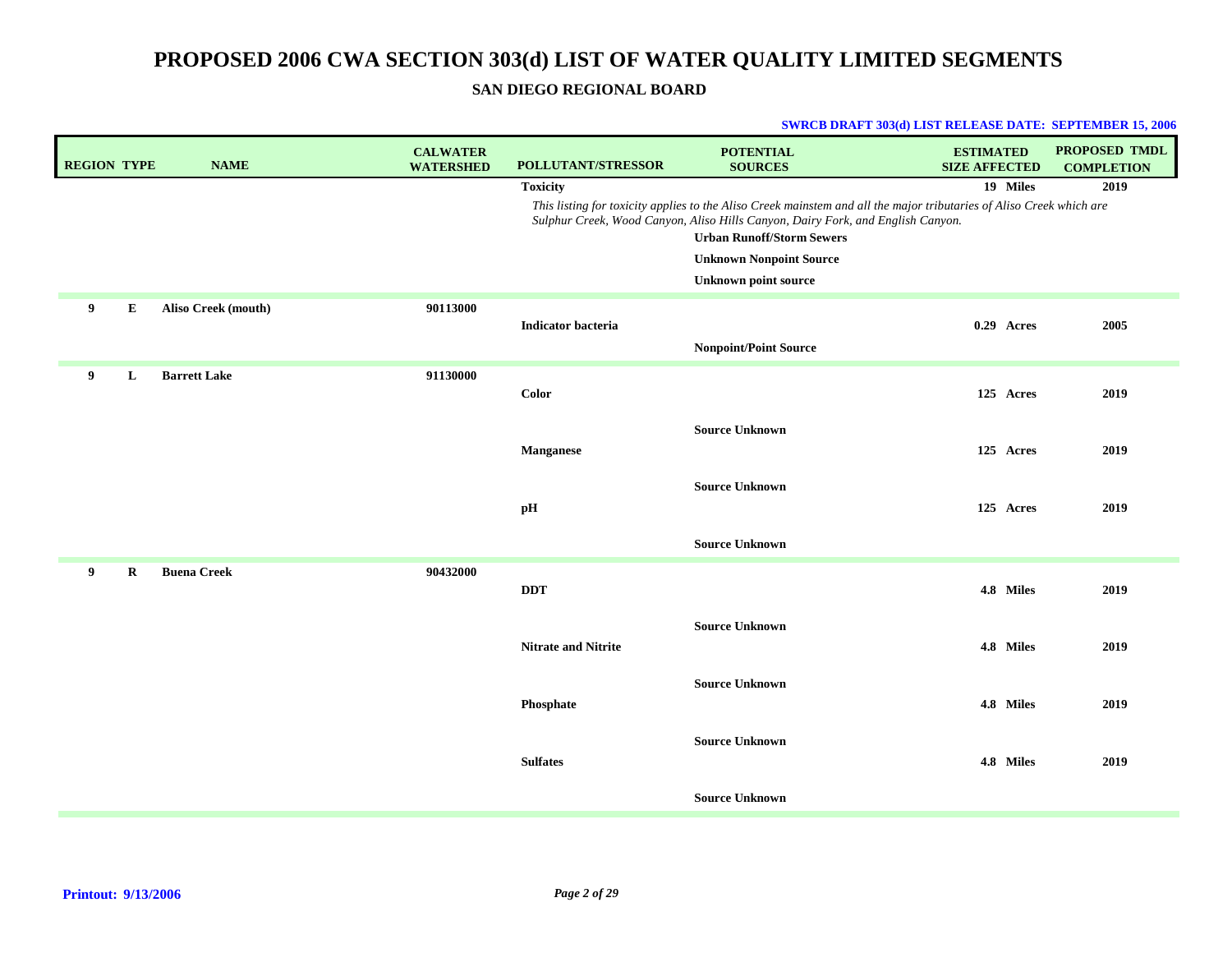# PROPOSED 2006 CWA SECTION 303(d) LIST OF WATER QUALITY LIMITED SEGMENTS

## SAN DIEGO REGIONAL BOARD

**SWRCB DRAFT 303(d) LIST RELEASE DATE: SEPTEMBER 15, 2006**

| REGION | TYPE | NAME | CALWATER WATERSHED | POLLUTANT/STRESSOR | POTENTIAL SOURCES | ESTIMATED SIZE AFFECTED | PROPOSED TMDL COMPLETION |
|---|---|---|---|---|---|---|---|
| | | | | **Toxicity** | | **19 Miles** | **2019** |
| | | | | *This listing for toxicity applies to the Aliso Creek mainstem and all the major tributaries of Aliso Creek which are Sulphur Creek, Wood Canyon, Aliso Hills Canyon, Dairy Fork, and English Canyon.* | | | |
| | | | | | **Urban Runoff/Storm Sewers** | | |
| | | | | | **Unknown Nonpoint Source** | | |
| | | | | | **Unknown point source** | | |
| **9** | **E** | **Aliso Creek (mouth)** | **90113000** | | | | |
| | | | | **Indicator bacteria** | | **0.29 Acres** | **2005** |
| | | | | | **Nonpoint/Point Source** | | |
| **9** | **L** | **Barrett Lake** | **91130000** | | | | |
| | | | | **Color** | | **125 Acres** | **2019** |
| | | | | | **Source Unknown** | | |
| | | | | **Manganese** | | **125 Acres** | **2019** |
| | | | | | **Source Unknown** | | |
| | | | | **pH** | | **125 Acres** | **2019** |
| | | | | | **Source Unknown** | | |
| **9** | **R** | **Buena Creek** | **90432000** | | | | |
| | | | | **DDT** | | **4.8 Miles** | **2019** |
| | | | | | **Source Unknown** | | |
| | | | | **Nitrate and Nitrite** | | **4.8 Miles** | **2019** |
| | | | | | **Source Unknown** | | |
| | | | | **Phosphate** | | **4.8 Miles** | **2019** |
| | | | | | **Source Unknown** | | |
| | | | | **Sulfates** | | **4.8 Miles** | **2019** |
| | | | | | **Source Unknown** | | |

**Printout: 9/13/2006**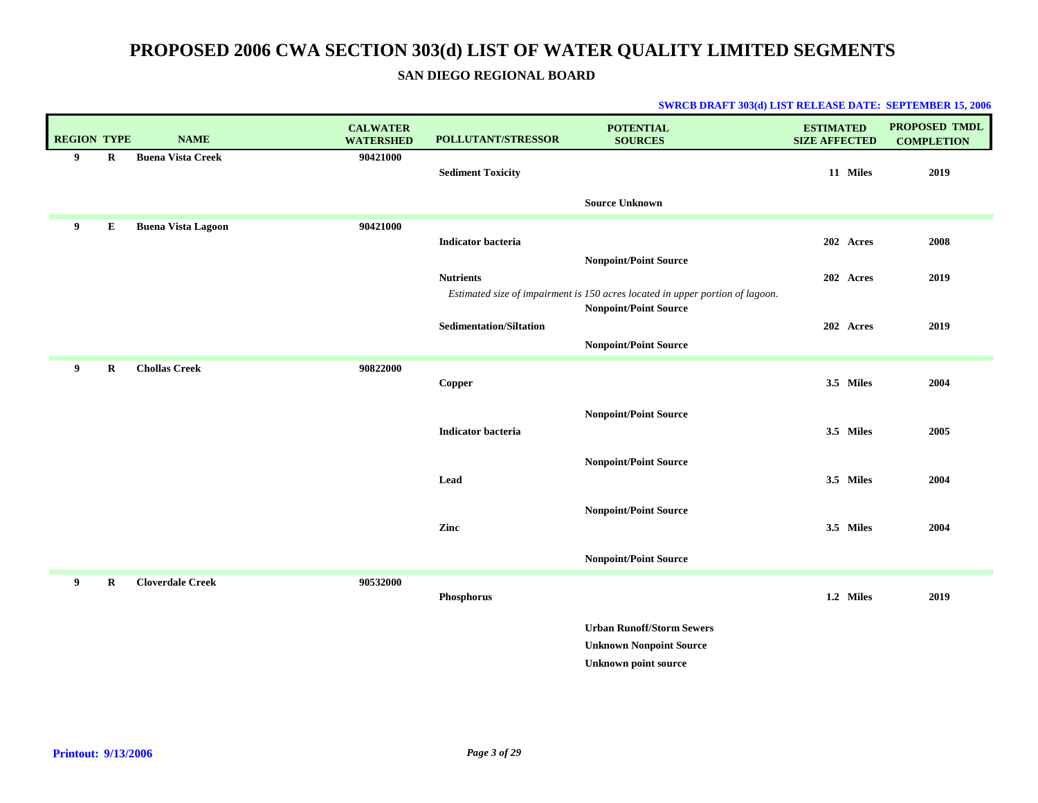# PROPOSED 2006 CWA SECTION 303(d) LIST OF WATER QUALITY LIMITED SEGMENTS

## SAN DIEGO REGIONAL BOARD

**SWRCB DRAFT 303(d) LIST RELEASE DATE: SEPTEMBER 15, 2006**

| REGION | TYPE | NAME | CALWATER WATERSHED | POLLUTANT/STRESSOR | POTENTIAL SOURCES | ESTIMATED SIZE AFFECTED | PROPOSED TMDL COMPLETION |
|---|---|---|---|---|---|---|---|
| 9 | R | Buena Vista Creek | 90421000 | | | | |
| | | | | Sediment Toxicity | | 11 Miles | 2019 |
| | | | | | Source Unknown | | |
| 9 | E | Buena Vista Lagoon | 90421000 | | | | |
| | | | | Indicator bacteria | | 202 Acres | 2008 |
| | | | | | Nonpoint/Point Source | | |
| | | | | Nutrients | | 202 Acres | 2019 |
| | | | | *Estimated size of impairment is 150 acres located in upper portion of lagoon.* | | | |
| | | | | | Nonpoint/Point Source | | |
| | | | | Sedimentation/Siltation | | 202 Acres | 2019 |
| | | | | | Nonpoint/Point Source | | |
| 9 | R | Chollas Creek | 90822000 | | | | |
| | | | | Copper | | 3.5 Miles | 2004 |
| | | | | | Nonpoint/Point Source | | |
| | | | | Indicator bacteria | | 3.5 Miles | 2005 |
| | | | | | Nonpoint/Point Source | | |
| | | | | Lead | | 3.5 Miles | 2004 |
| | | | | | Nonpoint/Point Source | | |
| | | | | Zinc | | 3.5 Miles | 2004 |
| | | | | | Nonpoint/Point Source | | |
| 9 | R | Cloverdale Creek | 90532000 | | | | |
| | | | | Phosphorus | | 1.2 Miles | 2019 |
| | | | | | Urban Runoff/Storm Sewers | | |
| | | | | | Unknown Nonpoint Source | | |
| | | | | | Unknown point source | | |

**Printout: 9/13/2006**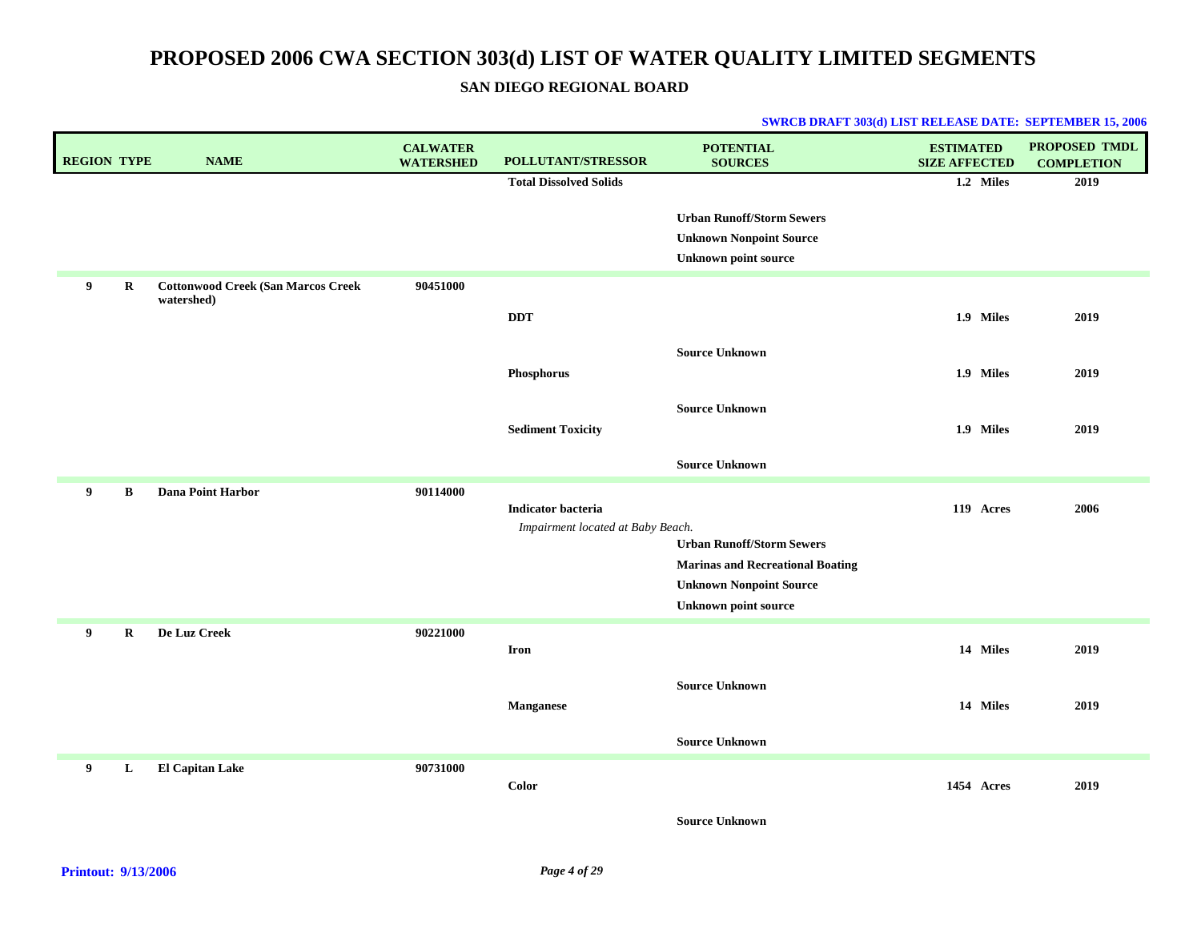# PROPOSED 2006 CWA SECTION 303(d) LIST OF WATER QUALITY LIMITED SEGMENTS

## SAN DIEGO REGIONAL BOARD

**SWRCB DRAFT 303(d) LIST RELEASE DATE: SEPTEMBER 15, 2006**

| REGION | TYPE | NAME | CALWATER WATERSHED | POLLUTANT/STRESSOR | POTENTIAL SOURCES | ESTIMATED SIZE AFFECTED | PROPOSED TMDL COMPLETION |
|---|---|---|---|---|---|---|---|
| | | | | **Total Dissolved Solids** | | 1.2 Miles | 2019 |
| | | | | | Urban Runoff/Storm Sewers | | |
| | | | | | Unknown Nonpoint Source | | |
| | | | | | Unknown point source | | |
| 9 | R | **Cottonwood Creek (San Marcos Creek watershed)** | 90451000 | | | | |
| | | | | **DDT** | | 1.9 Miles | 2019 |
| | | | | | Source Unknown | | |
| | | | | **Phosphorus** | | 1.9 Miles | 2019 |
| | | | | | Source Unknown | | |
| | | | | **Sediment Toxicity** | | 1.9 Miles | 2019 |
| | | | | | Source Unknown | | |
| 9 | B | **Dana Point Harbor** | 90114000 | | | | |
| | | | | **Indicator bacteria** | | 119 Acres | 2006 |
| | | | | *Impairment located at Baby Beach.* | | | |
| | | | | | Urban Runoff/Storm Sewers | | |
| | | | | | Marinas and Recreational Boating | | |
| | | | | | Unknown Nonpoint Source | | |
| | | | | | Unknown point source | | |
| 9 | R | **De Luz Creek** | 90221000 | | | | |
| | | | | **Iron** | | 14 Miles | 2019 |
| | | | | | Source Unknown | | |
| | | | | **Manganese** | | 14 Miles | 2019 |
| | | | | | Source Unknown | | |
| 9 | L | **El Capitan Lake** | 90731000 | | | | |
| | | | | **Color** | | 1454 Acres | 2019 |
| | | | | | Source Unknown | | |

**Printout: 9/13/2006**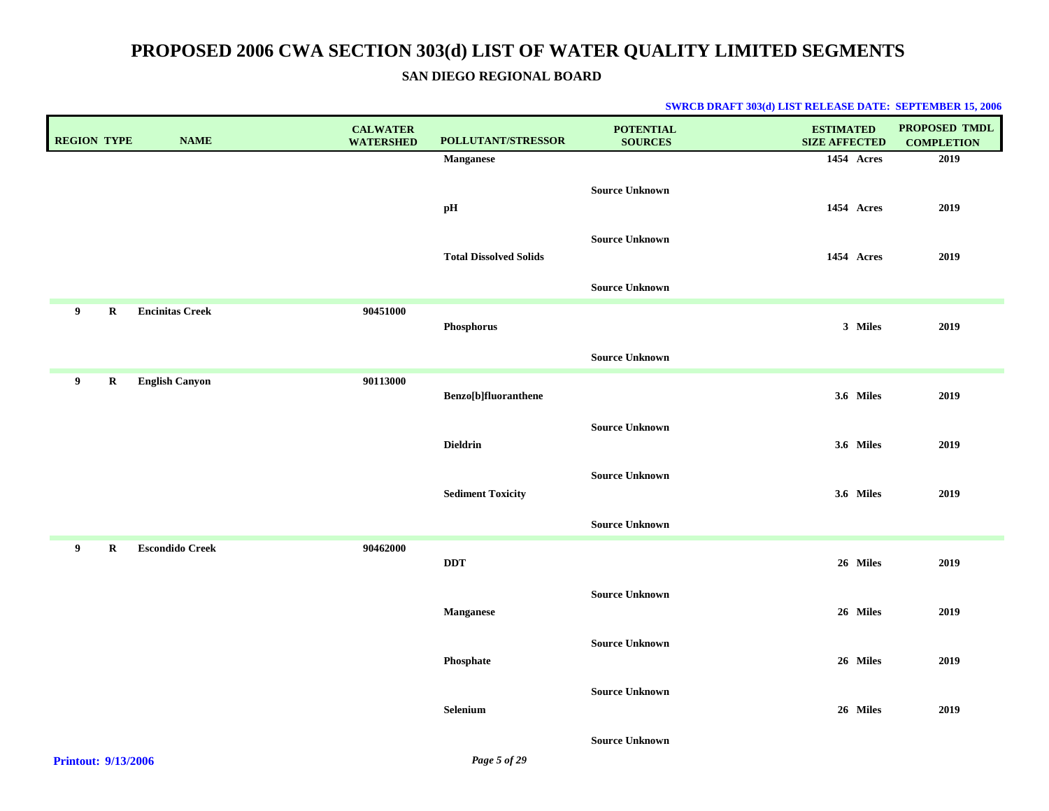# PROPOSED 2006 CWA SECTION 303(d) LIST OF WATER QUALITY LIMITED SEGMENTS

## SAN DIEGO REGIONAL BOARD

**SWRCB DRAFT 303(d) LIST RELEASE DATE: SEPTEMBER 15, 2006**

| REGION | TYPE | NAME | CALWATER WATERSHED | POLLUTANT/STRESSOR | POTENTIAL SOURCES | ESTIMATED SIZE AFFECTED | PROPOSED TMDL COMPLETION |
|---|---|---|---|---|---|---|---|
| | | | | Manganese | | 1454 Acres | 2019 |
| | | | | | Source Unknown | | |
| | | | | pH | | 1454 Acres | 2019 |
| | | | | | Source Unknown | | |
| | | | | Total Dissolved Solids | | 1454 Acres | 2019 |
| | | | | | Source Unknown | | |
| 9 | R | Encinitas Creek | 90451000 | | | | |
| | | | | Phosphorus | | 3 Miles | 2019 |
| | | | | | Source Unknown | | |
| 9 | R | English Canyon | 90113000 | | | | |
| | | | | Benzo[b]fluoranthene | | 3.6 Miles | 2019 |
| | | | | | Source Unknown | | |
| | | | | Dieldrin | | 3.6 Miles | 2019 |
| | | | | | Source Unknown | | |
| | | | | Sediment Toxicity | | 3.6 Miles | 2019 |
| | | | | | Source Unknown | | |
| 9 | R | Escondido Creek | 90462000 | | | | |
| | | | | DDT | | 26 Miles | 2019 |
| | | | | | Source Unknown | | |
| | | | | Manganese | | 26 Miles | 2019 |
| | | | | | Source Unknown | | |
| | | | | Phosphate | | 26 Miles | 2019 |
| | | | | | Source Unknown | | |
| | | | | Selenium | | 26 Miles | 2019 |
| | | | | | Source Unknown | | |

Printout: 9/13/2006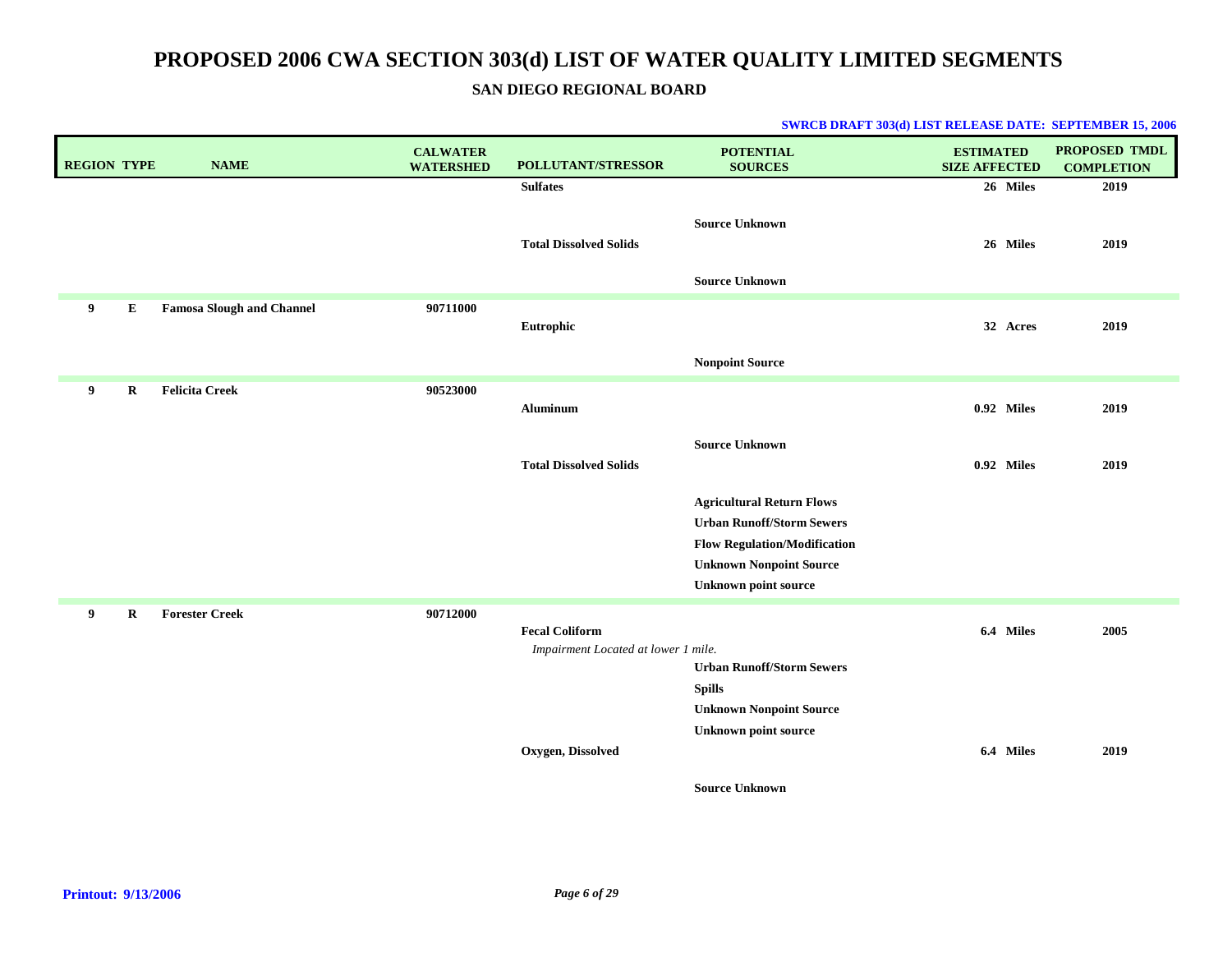# PROPOSED 2006 CWA SECTION 303(d) LIST OF WATER QUALITY LIMITED SEGMENTS

**SAN DIEGO REGIONAL BOARD**

**SWRCB DRAFT 303(d) LIST RELEASE DATE: SEPTEMBER 15, 2006**

| REGION | TYPE | NAME | CALWATER WATERSHED | POLLUTANT/STRESSOR | POTENTIAL SOURCES | ESTIMATED SIZE AFFECTED | PROPOSED TMDL COMPLETION |
|---|---|---|---|---|---|---|---|
| | | | | **Sulfates** | | **26 Miles** | **2019** |
| | | | | | **Source Unknown** | | |
| | | | | **Total Dissolved Solids** | | **26 Miles** | **2019** |
| | | | | | **Source Unknown** | | |
| **9** | **E** | **Famosa Slough and Channel** | **90711000** | | | | |
| | | | | **Eutrophic** | | **32 Acres** | **2019** |
| | | | | | **Nonpoint Source** | | |
| **9** | **R** | **Felicita Creek** | **90523000** | | | | |
| | | | | **Aluminum** | | **0.92 Miles** | **2019** |
| | | | | | **Source Unknown** | | |
| | | | | **Total Dissolved Solids** | | **0.92 Miles** | **2019** |
| | | | | | **Agricultural Return Flows** | | |
| | | | | | **Urban Runoff/Storm Sewers** | | |
| | | | | | **Flow Regulation/Modification** | | |
| | | | | | **Unknown Nonpoint Source** | | |
| | | | | | **Unknown point source** | | |
| **9** | **R** | **Forester Creek** | **90712000** | | | | |
| | | | | **Fecal Coliform** | | **6.4 Miles** | **2005** |
| | | | | *Impairment Located at lower 1 mile.* | | | |
| | | | | | **Urban Runoff/Storm Sewers** | | |
| | | | | | **Spills** | | |
| | | | | | **Unknown Nonpoint Source** | | |
| | | | | | **Unknown point source** | | |
| | | | | **Oxygen, Dissolved** | | **6.4 Miles** | **2019** |
| | | | | | **Source Unknown** | | |

**Printout: 9/13/2006**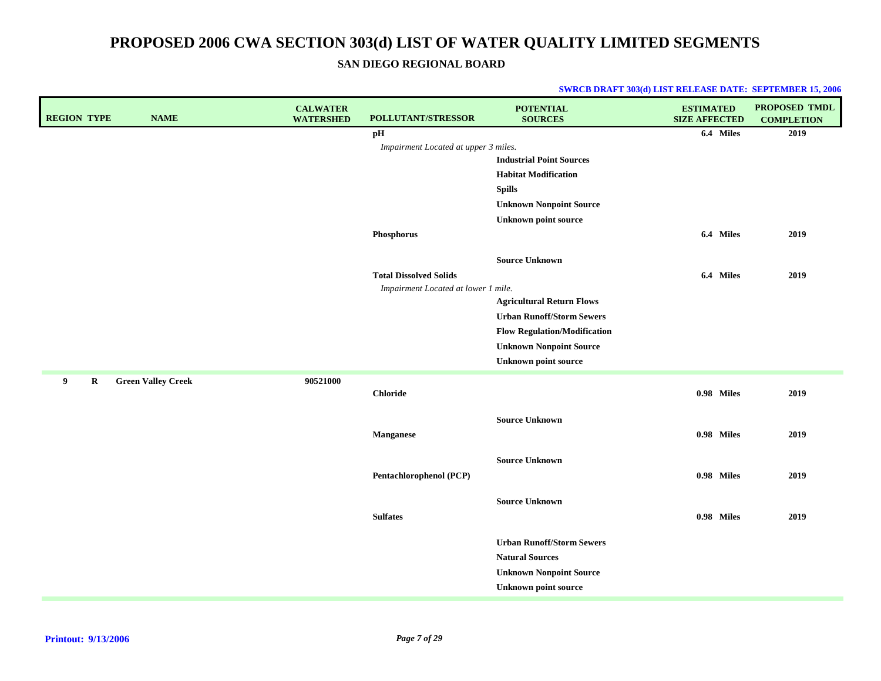# PROPOSED 2006 CWA SECTION 303(d) LIST OF WATER QUALITY LIMITED SEGMENTS

**SAN DIEGO REGIONAL BOARD**

**SWRCB DRAFT 303(d) LIST RELEASE DATE: SEPTEMBER 15, 2006**

| REGION | TYPE | NAME | CALWATER WATERSHED | POLLUTANT/STRESSOR | POTENTIAL SOURCES | ESTIMATED SIZE AFFECTED | PROPOSED TMDL COMPLETION |
|---|---|---|---|---|---|---|---|
| | | | | **pH** | | **6.4 Miles** | **2019** |
| | | | | *Impairment Located at upper 3 miles.* | | | |
| | | | | | **Industrial Point Sources** | | |
| | | | | | **Habitat Modification** | | |
| | | | | | **Spills** | | |
| | | | | | **Unknown Nonpoint Source** | | |
| | | | | | **Unknown point source** | | |
| | | | | **Phosphorus** | | **6.4 Miles** | **2019** |
| | | | | | **Source Unknown** | | |
| | | | | **Total Dissolved Solids** | | **6.4 Miles** | **2019** |
| | | | | *Impairment Located at lower 1 mile.* | | | |
| | | | | | **Agricultural Return Flows** | | |
| | | | | | **Urban Runoff/Storm Sewers** | | |
| | | | | | **Flow Regulation/Modification** | | |
| | | | | | **Unknown Nonpoint Source** | | |
| | | | | | **Unknown point source** | | |
| **9** | **R** | **Green Valley Creek** | **90521000** | | | | |
| | | | | **Chloride** | | **0.98 Miles** | **2019** |
| | | | | | **Source Unknown** | | |
| | | | | **Manganese** | | **0.98 Miles** | **2019** |
| | | | | | **Source Unknown** | | |
| | | | | **Pentachlorophenol (PCP)** | | **0.98 Miles** | **2019** |
| | | | | | **Source Unknown** | | |
| | | | | **Sulfates** | | **0.98 Miles** | **2019** |
| | | | | | **Urban Runoff/Storm Sewers** | | |
| | | | | | **Natural Sources** | | |
| | | | | | **Unknown Nonpoint Source** | | |
| | | | | | **Unknown point source** | | |

**Printout: 9/13/2006**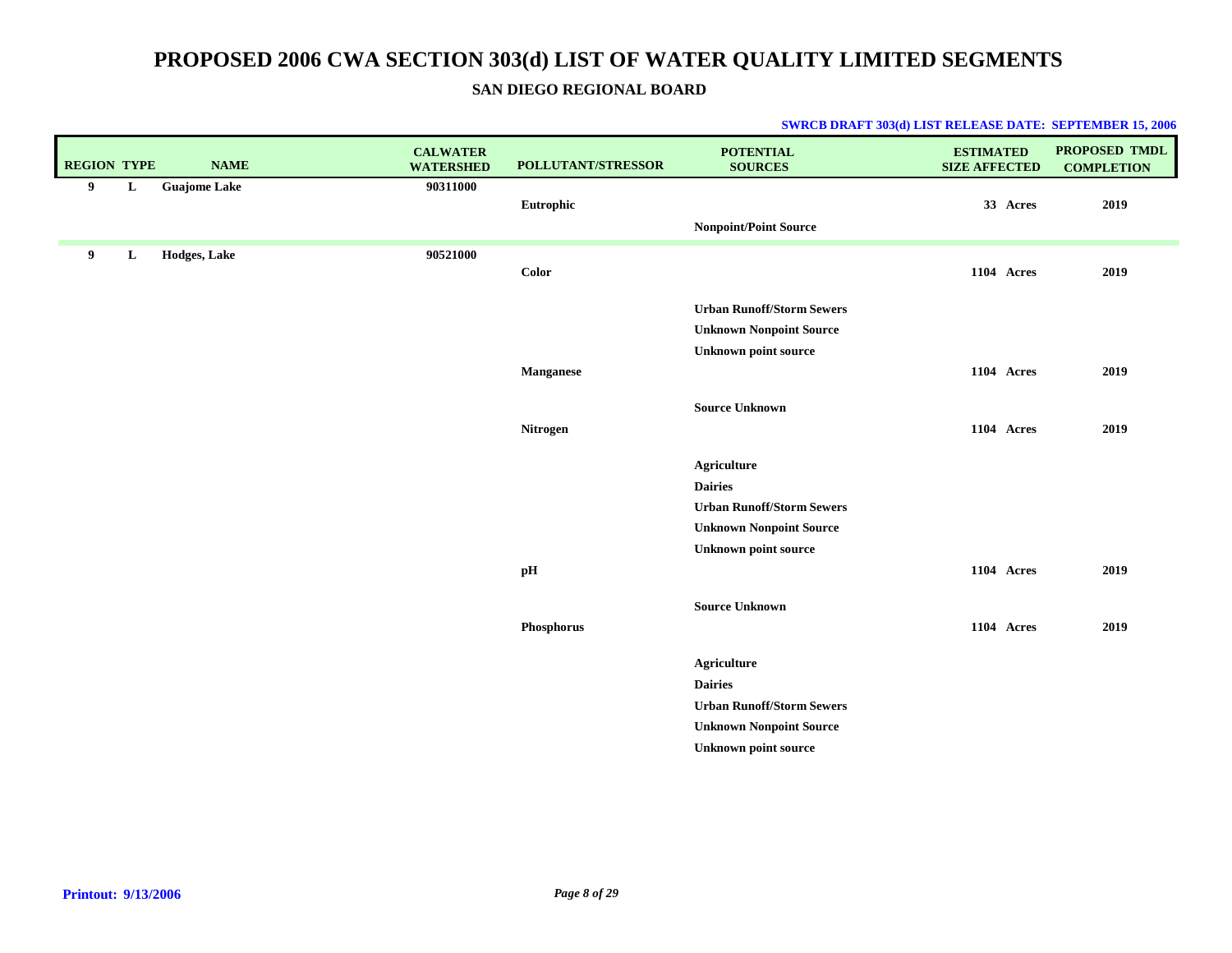# PROPOSED 2006 CWA SECTION 303(d) LIST OF WATER QUALITY LIMITED SEGMENTS

## SAN DIEGO REGIONAL BOARD

**SWRCB DRAFT 303(d) LIST RELEASE DATE: SEPTEMBER 15, 2006**

| REGION | TYPE | NAME | CALWATER WATERSHED | POLLUTANT/STRESSOR | POTENTIAL SOURCES | ESTIMATED SIZE AFFECTED | PROPOSED TMDL COMPLETION |
|---|---|---|---|---|---|---|---|
| 9 | L | Guajome Lake | 90311000 | | | | |
| | | | | Eutrophic | | 33 Acres | 2019 |
| | | | | | Nonpoint/Point Source | | |
| 9 | L | Hodges, Lake | 90521000 | | | | |
| | | | | Color | | 1104 Acres | 2019 |
| | | | | | Urban Runoff/Storm Sewers | | |
| | | | | | Unknown Nonpoint Source | | |
| | | | | | Unknown point source | | |
| | | | | Manganese | | 1104 Acres | 2019 |
| | | | | | Source Unknown | | |
| | | | | Nitrogen | | 1104 Acres | 2019 |
| | | | | | Agriculture | | |
| | | | | | Dairies | | |
| | | | | | Urban Runoff/Storm Sewers | | |
| | | | | | Unknown Nonpoint Source | | |
| | | | | | Unknown point source | | |
| | | | | pH | | 1104 Acres | 2019 |
| | | | | | Source Unknown | | |
| | | | | Phosphorus | | 1104 Acres | 2019 |
| | | | | | Agriculture | | |
| | | | | | Dairies | | |
| | | | | | Urban Runoff/Storm Sewers | | |
| | | | | | Unknown Nonpoint Source | | |
| | | | | | Unknown point source | | |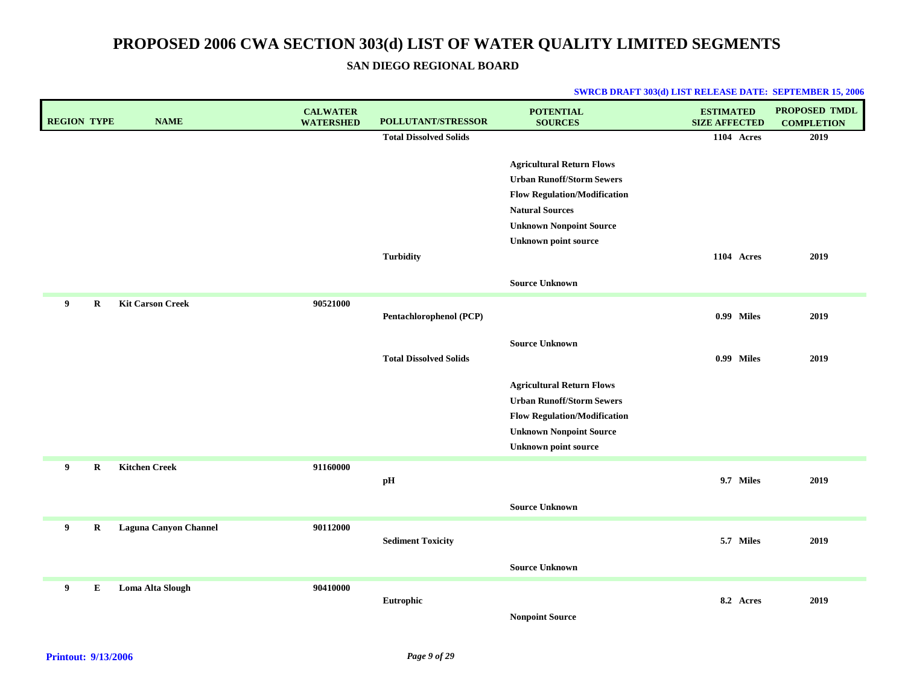# PROPOSED 2006 CWA SECTION 303(d) LIST OF WATER QUALITY LIMITED SEGMENTS

## SAN DIEGO REGIONAL BOARD

**SWRCB DRAFT 303(d) LIST RELEASE DATE: SEPTEMBER 15, 2006**

| REGION | TYPE | NAME | CALWATER WATERSHED | POLLUTANT/STRESSOR | POTENTIAL SOURCES | ESTIMATED SIZE AFFECTED | PROPOSED TMDL COMPLETION |
|---|---|---|---|---|---|---|---|
| | | | | Total Dissolved Solids | | 1104 Acres | 2019 |
| | | | | | Agricultural Return Flows | | |
| | | | | | Urban Runoff/Storm Sewers | | |
| | | | | | Flow Regulation/Modification | | |
| | | | | | Natural Sources | | |
| | | | | | Unknown Nonpoint Source | | |
| | | | | | Unknown point source | | |
| | | | | Turbidity | | 1104 Acres | 2019 |
| | | | | | Source Unknown | | |
| 9 | R | Kit Carson Creek | 90521000 | | | | |
| | | | | Pentachlorophenol (PCP) | | 0.99 Miles | 2019 |
| | | | | | Source Unknown | | |
| | | | | Total Dissolved Solids | | 0.99 Miles | 2019 |
| | | | | | Agricultural Return Flows | | |
| | | | | | Urban Runoff/Storm Sewers | | |
| | | | | | Flow Regulation/Modification | | |
| | | | | | Unknown Nonpoint Source | | |
| | | | | | Unknown point source | | |
| 9 | R | Kitchen Creek | 91160000 | | | | |
| | | | | pH | | 9.7 Miles | 2019 |
| | | | | | Source Unknown | | |
| 9 | R | Laguna Canyon Channel | 90112000 | | | | |
| | | | | Sediment Toxicity | | 5.7 Miles | 2019 |
| | | | | | Source Unknown | | |
| 9 | E | Loma Alta Slough | 90410000 | | | | |
| | | | | Eutrophic | | 8.2 Acres | 2019 |
| | | | | | Nonpoint Source | | |

**Printout: 9/13/2006**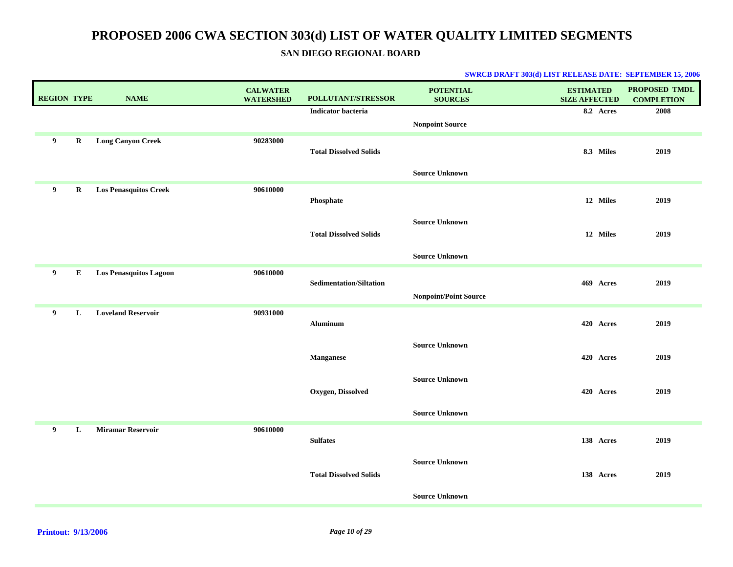# PROPOSED 2006 CWA SECTION 303(d) LIST OF WATER QUALITY LIMITED SEGMENTS

## SAN DIEGO REGIONAL BOARD

**SWRCB DRAFT 303(d) LIST RELEASE DATE: SEPTEMBER 15, 2006**

| REGION | TYPE | NAME | CALWATER WATERSHED | POLLUTANT/STRESSOR | POTENTIAL SOURCES | ESTIMATED SIZE AFFECTED | PROPOSED TMDL COMPLETION |
|---|---|---|---|---|---|---|---|
| | | | | Indicator bacteria | | 8.2 Acres | 2008 |
| | | | | | Nonpoint Source | | |
| 9 | R | Long Canyon Creek | 90283000 | | | | |
| | | | | Total Dissolved Solids | | 8.3 Miles | 2019 |
| | | | | | Source Unknown | | |
| 9 | R | Los Penasquitos Creek | 90610000 | | | | |
| | | | | Phosphate | | 12 Miles | 2019 |
| | | | | | Source Unknown | | |
| | | | | Total Dissolved Solids | | 12 Miles | 2019 |
| | | | | | Source Unknown | | |
| 9 | E | Los Penasquitos Lagoon | 90610000 | | | | |
| | | | | Sedimentation/Siltation | | 469 Acres | 2019 |
| | | | | | Nonpoint/Point Source | | |
| 9 | L | Loveland Reservoir | 90931000 | | | | |
| | | | | Aluminum | | 420 Acres | 2019 |
| | | | | | Source Unknown | | |
| | | | | Manganese | | 420 Acres | 2019 |
| | | | | | Source Unknown | | |
| | | | | Oxygen, Dissolved | | 420 Acres | 2019 |
| | | | | | Source Unknown | | |
| 9 | L | Miramar Reservoir | 90610000 | | | | |
| | | | | Sulfates | | 138 Acres | 2019 |
| | | | | | Source Unknown | | |
| | | | | Total Dissolved Solids | | 138 Acres | 2019 |
| | | | | | Source Unknown | | |

**Printout: 9/13/2006**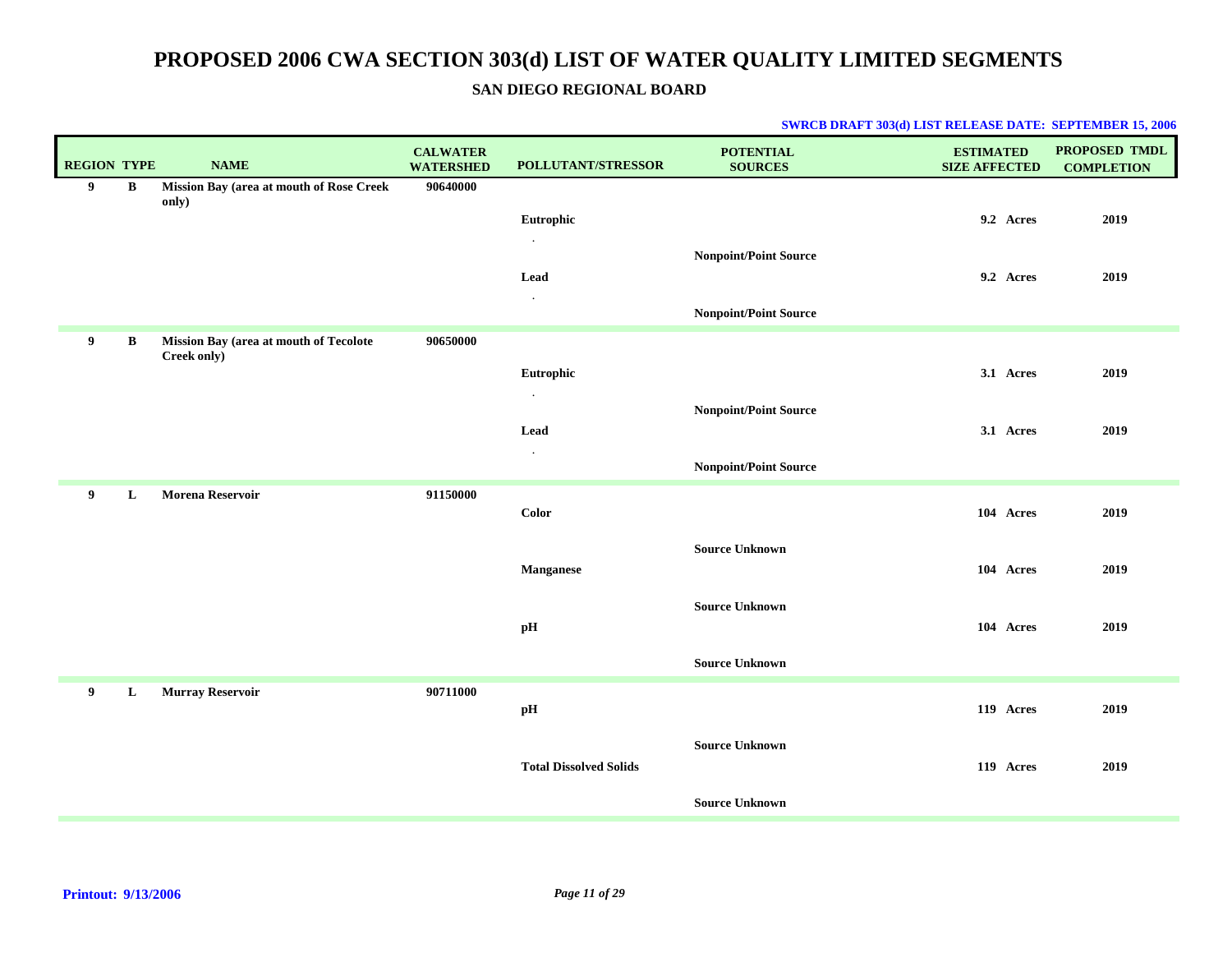# PROPOSED 2006 CWA SECTION 303(d) LIST OF WATER QUALITY LIMITED SEGMENTS

## SAN DIEGO REGIONAL BOARD

**SWRCB DRAFT 303(d) LIST RELEASE DATE: SEPTEMBER 15, 2006**

| REGION | TYPE | NAME | CALWATER WATERSHED | POLLUTANT/STRESSOR | POTENTIAL SOURCES | ESTIMATED SIZE AFFECTED | PROPOSED TMDL COMPLETION |
|---|---|---|---|---|---|---|---|
| 9 | B | Mission Bay (area at mouth of Rose Creek only) | 90640000 | | | | |
| | | | | Eutrophic | | 9.2 Acres | 2019 |
| | | | | . | Nonpoint/Point Source | | |
| | | | | Lead | | 9.2 Acres | 2019 |
| | | | | . | Nonpoint/Point Source | | |
| 9 | B | Mission Bay (area at mouth of Tecolote Creek only) | 90650000 | | | | |
| | | | | Eutrophic | | 3.1 Acres | 2019 |
| | | | | . | Nonpoint/Point Source | | |
| | | | | Lead | | 3.1 Acres | 2019 |
| | | | | . | Nonpoint/Point Source | | |
| 9 | L | Morena Reservoir | 91150000 | | | | |
| | | | | Color | | 104 Acres | 2019 |
| | | | | | Source Unknown | | |
| | | | | Manganese | | 104 Acres | 2019 |
| | | | | | Source Unknown | | |
| | | | | pH | | 104 Acres | 2019 |
| | | | | | Source Unknown | | |
| 9 | L | Murray Reservoir | 90711000 | | | | |
| | | | | pH | | 119 Acres | 2019 |
| | | | | | Source Unknown | | |
| | | | | Total Dissolved Solids | | 119 Acres | 2019 |
| | | | | | Source Unknown | | |

**Printout: 9/13/2006**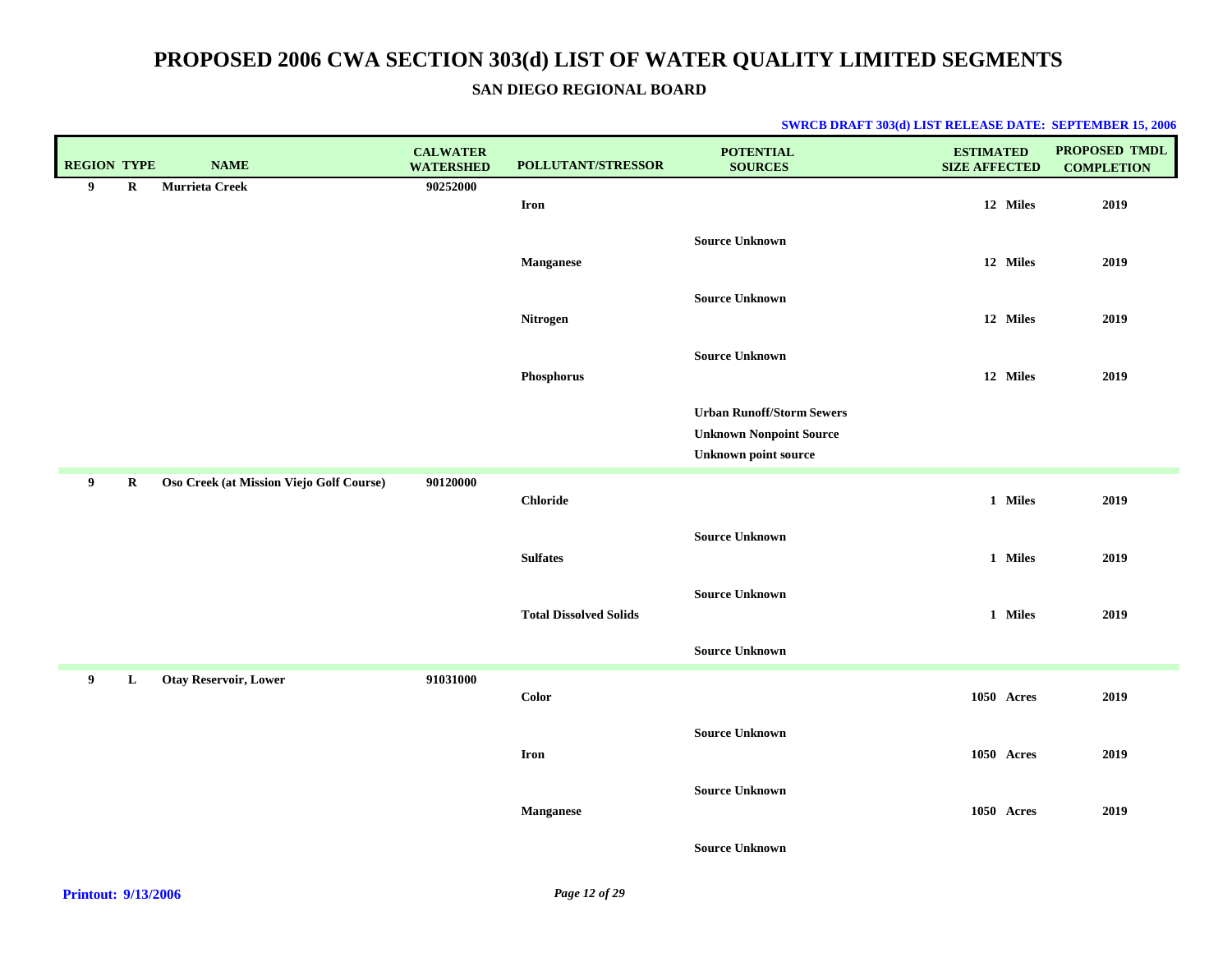# PROPOSED 2006 CWA SECTION 303(d) LIST OF WATER QUALITY LIMITED SEGMENTS

## SAN DIEGO REGIONAL BOARD

**SWRCB DRAFT 303(d) LIST RELEASE DATE: SEPTEMBER 15, 2006**

| REGION | TYPE | NAME | CALWATER WATERSHED | POLLUTANT/STRESSOR | POTENTIAL SOURCES | ESTIMATED SIZE AFFECTED | PROPOSED TMDL COMPLETION |
|---|---|---|---|---|---|---|---|
| 9 | R | Murrieta Creek | 90252000 | | | | |
| | | | | Iron | | 12 Miles | 2019 |
| | | | | | Source Unknown | | |
| | | | | Manganese | | 12 Miles | 2019 |
| | | | | | Source Unknown | | |
| | | | | Nitrogen | | 12 Miles | 2019 |
| | | | | | Source Unknown | | |
| | | | | Phosphorus | | 12 Miles | 2019 |
| | | | | | Urban Runoff/Storm Sewers | | |
| | | | | | Unknown Nonpoint Source | | |
| | | | | | Unknown point source | | |
| 9 | R | Oso Creek (at Mission Viejo Golf Course) | 90120000 | | | | |
| | | | | Chloride | | 1 Miles | 2019 |
| | | | | | Source Unknown | | |
| | | | | Sulfates | | 1 Miles | 2019 |
| | | | | | Source Unknown | | |
| | | | | Total Dissolved Solids | | 1 Miles | 2019 |
| | | | | | Source Unknown | | |
| 9 | L | Otay Reservoir, Lower | 91031000 | | | | |
| | | | | Color | | 1050 Acres | 2019 |
| | | | | | Source Unknown | | |
| | | | | Iron | | 1050 Acres | 2019 |
| | | | | | Source Unknown | | |
| | | | | Manganese | | 1050 Acres | 2019 |
| | | | | | Source Unknown | | |

**Printout: 9/13/2006**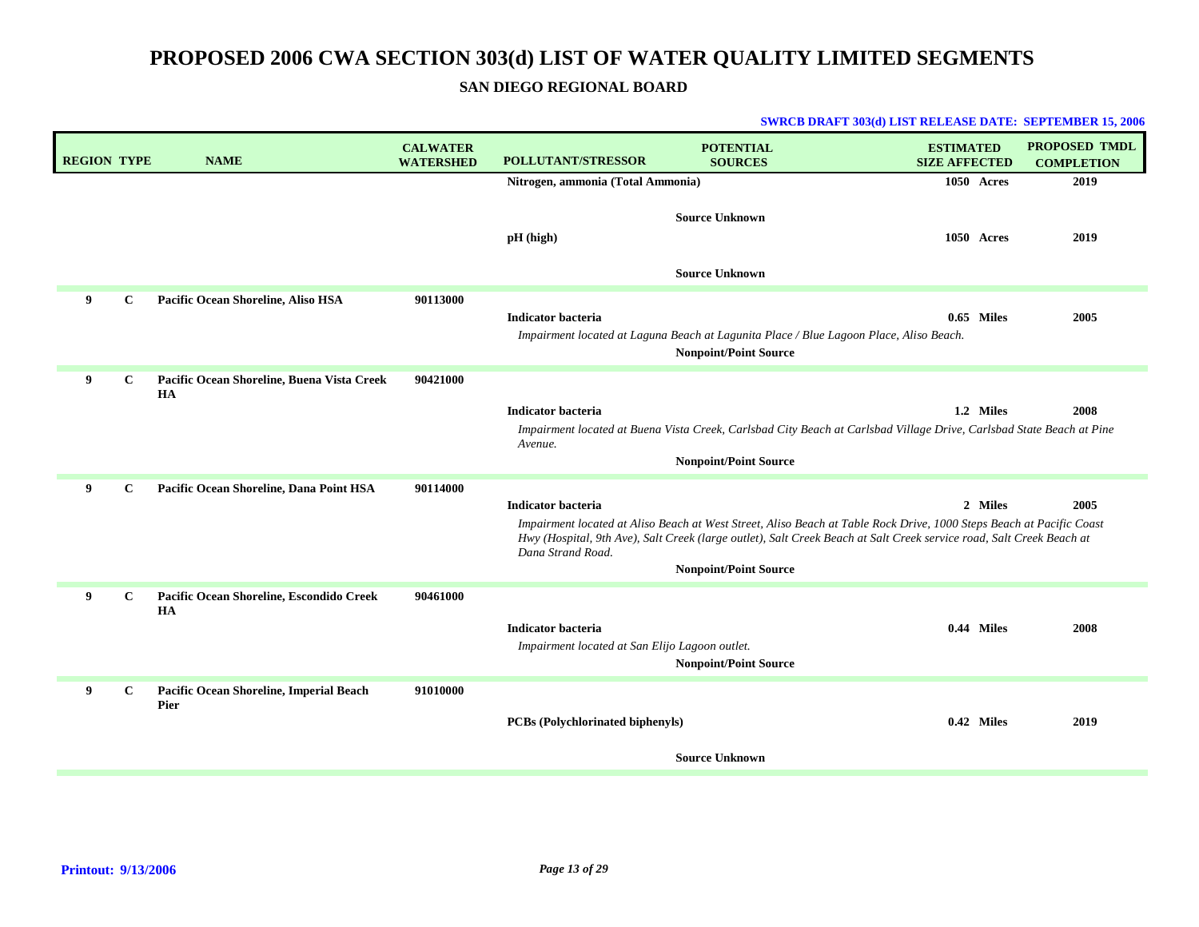# PROPOSED 2006 CWA SECTION 303(d) LIST OF WATER QUALITY LIMITED SEGMENTS

## SAN DIEGO REGIONAL BOARD

**SWRCB DRAFT 303(d) LIST RELEASE DATE: SEPTEMBER 15, 2006**

| REGION | TYPE | NAME | CALWATER WATERSHED | POLLUTANT/STRESSOR | POTENTIAL SOURCES | ESTIMATED SIZE AFFECTED | PROPOSED TMDL COMPLETION |
|---|---|---|---|---|---|---|---|
| | | | | Nitrogen, ammonia (Total Ammonia) | | 1050 Acres | 2019 |
| | | | | | Source Unknown | | |
| | | | | pH (high) | | 1050 Acres | 2019 |
| | | | | | Source Unknown | | |
| 9 | C | Pacific Ocean Shoreline, Aliso HSA | 90113000 | | | | |
| | | | | Indicator bacteria | | 0.65 Miles | 2005 |
| | | | | *Impairment located at Laguna Beach at Lagunita Place / Blue Lagoon Place, Aliso Beach.* | | | |
| | | | | | Nonpoint/Point Source | | |
| 9 | C | Pacific Ocean Shoreline, Buena Vista Creek HA | 90421000 | | | | |
| | | | | Indicator bacteria | | 1.2 Miles | 2008 |
| | | | | *Impairment located at Buena Vista Creek, Carlsbad City Beach at Carlsbad Village Drive, Carlsbad State Beach at Pine Avenue.* | | | |
| | | | | | Nonpoint/Point Source | | |
| 9 | C | Pacific Ocean Shoreline, Dana Point HSA | 90114000 | | | | |
| | | | | Indicator bacteria | | 2 Miles | 2005 |
| | | | | *Impairment located at Aliso Beach at West Street, Aliso Beach at Table Rock Drive, 1000 Steps Beach at Pacific Coast Hwy (Hospital, 9th Ave), Salt Creek (large outlet), Salt Creek Beach at Salt Creek service road, Salt Creek Beach at Dana Strand Road.* | | | |
| | | | | | Nonpoint/Point Source | | |
| 9 | C | Pacific Ocean Shoreline, Escondido Creek HA | 90461000 | | | | |
| | | | | Indicator bacteria | | 0.44 Miles | 2008 |
| | | | | *Impairment located at San Elijo Lagoon outlet.* | | | |
| | | | | | Nonpoint/Point Source | | |
| 9 | C | Pacific Ocean Shoreline, Imperial Beach Pier | 91010000 | | | | |
| | | | | PCBs (Polychlorinated biphenyls) | | 0.42 Miles | 2019 |
| | | | | | Source Unknown | | |

**Printout: 9/13/2006**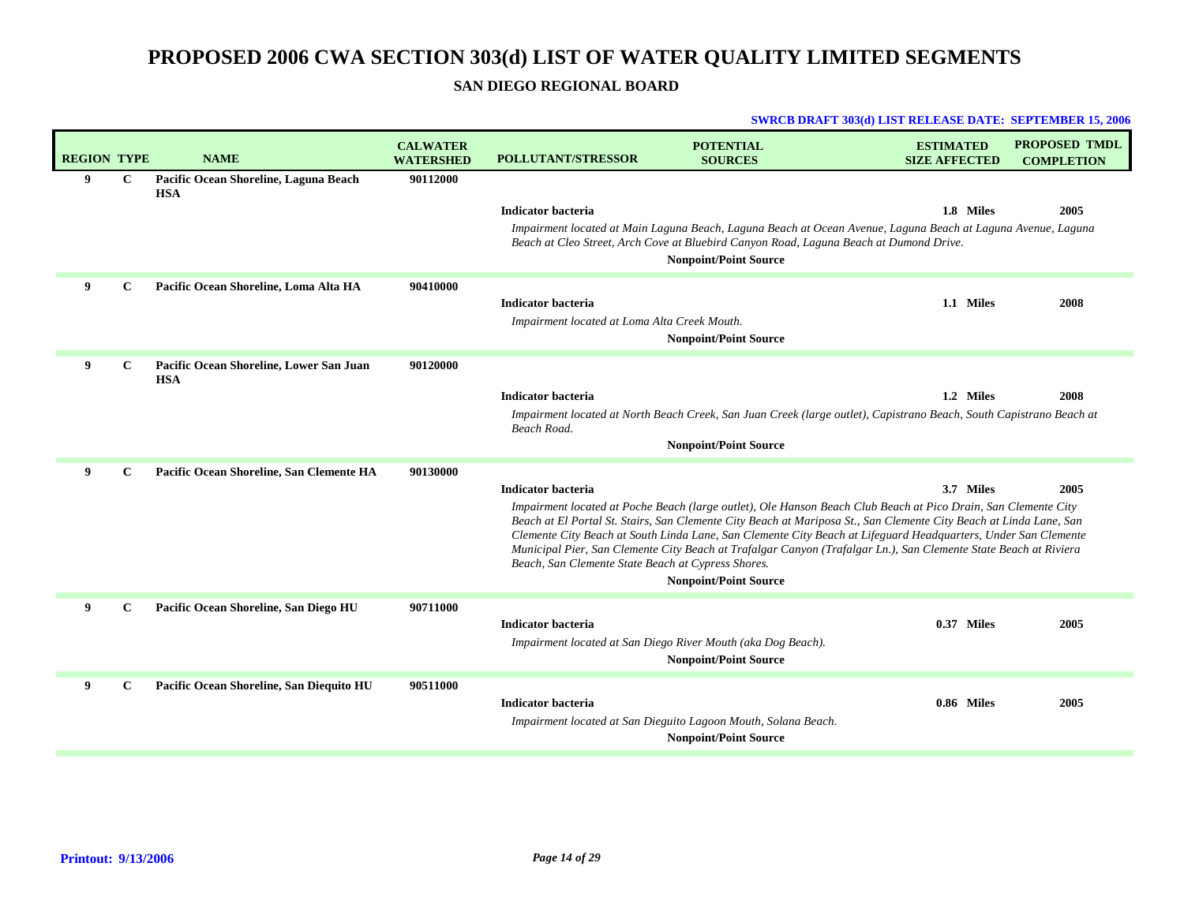# PROPOSED 2006 CWA SECTION 303(d) LIST OF WATER QUALITY LIMITED SEGMENTS

## SAN DIEGO REGIONAL BOARD

**SWRCB DRAFT 303(d) LIST RELEASE DATE: SEPTEMBER 15, 2006**

| REGION | TYPE | NAME | CALWATER WATERSHED | POLLUTANT/STRESSOR | POTENTIAL SOURCES | ESTIMATED SIZE AFFECTED | PROPOSED TMDL COMPLETION |
|---|---|---|---|---|---|---|---|
| **9** | **C** | **Pacific Ocean Shoreline, Laguna Beach HSA** | **90112000** | | | | |
| | | | | **Indicator bacteria** | | **1.8 Miles** | **2005** |
| | | | | *Impairment located at Main Laguna Beach, Laguna Beach at Ocean Avenue, Laguna Beach at Laguna Avenue, Laguna Beach at Cleo Street, Arch Cove at Bluebird Canyon Road, Laguna Beach at Dumond Drive.* | | | |
| | | | | | **Nonpoint/Point Source** | | |
| **9** | **C** | **Pacific Ocean Shoreline, Loma Alta HA** | **90410000** | | | | |
| | | | | **Indicator bacteria** | | **1.1 Miles** | **2008** |
| | | | | *Impairment located at Loma Alta Creek Mouth.* | | | |
| | | | | | **Nonpoint/Point Source** | | |
| **9** | **C** | **Pacific Ocean Shoreline, Lower San Juan HSA** | **90120000** | | | | |
| | | | | **Indicator bacteria** | | **1.2 Miles** | **2008** |
| | | | | *Impairment located at North Beach Creek, San Juan Creek (large outlet), Capistrano Beach, South Capistrano Beach at Beach Road.* | | | |
| | | | | | **Nonpoint/Point Source** | | |
| **9** | **C** | **Pacific Ocean Shoreline, San Clemente HA** | **90130000** | | | | |
| | | | | **Indicator bacteria** | | **3.7 Miles** | **2005** |
| | | | | *Impairment located at Poche Beach (large outlet), Ole Hanson Beach Club Beach at Pico Drain, San Clemente City Beach at El Portal St. Stairs, San Clemente City Beach at Mariposa St., San Clemente City Beach at Linda Lane, San Clemente City Beach at South Linda Lane, San Clemente City Beach at Lifeguard Headquarters, Under San Clemente Municipal Pier, San Clemente City Beach at Trafalgar Canyon (Trafalgar Ln.), San Clemente State Beach at Riviera Beach, San Clemente State Beach at Cypress Shores.* | | | |
| | | | | | **Nonpoint/Point Source** | | |
| **9** | **C** | **Pacific Ocean Shoreline, San Diego HU** | **90711000** | | | | |
| | | | | **Indicator bacteria** | | **0.37 Miles** | **2005** |
| | | | | *Impairment located at San Diego River Mouth (aka Dog Beach).* | | | |
| | | | | | **Nonpoint/Point Source** | | |
| **9** | **C** | **Pacific Ocean Shoreline, San Diequito HU** | **90511000** | | | | |
| | | | | **Indicator bacteria** | | **0.86 Miles** | **2005** |
| | | | | *Impairment located at San Dieguito Lagoon Mouth, Solana Beach.* | | | |
| | | | | | **Nonpoint/Point Source** | | |

**Printout: 9/13/2006**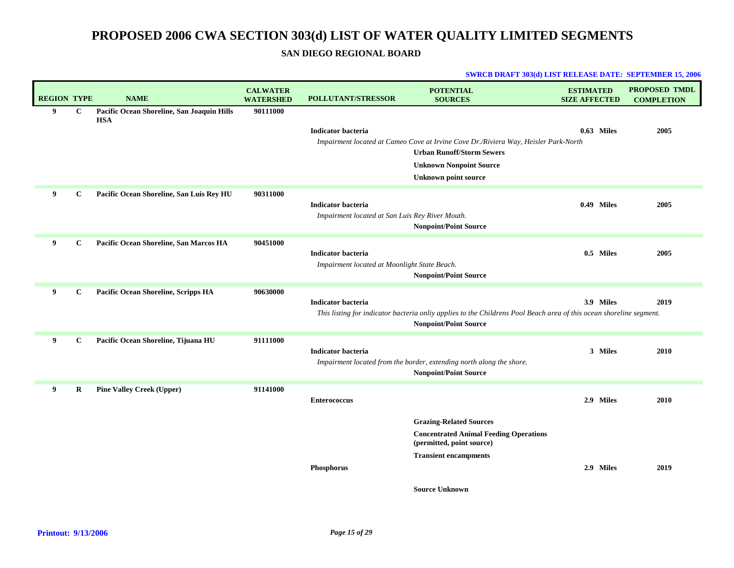# PROPOSED 2006 CWA SECTION 303(d) LIST OF WATER QUALITY LIMITED SEGMENTS

## SAN DIEGO REGIONAL BOARD

**SWRCB DRAFT 303(d) LIST RELEASE DATE: SEPTEMBER 15, 2006**

| REGION | TYPE | NAME | CALWATER WATERSHED | POLLUTANT/STRESSOR | POTENTIAL SOURCES | ESTIMATED SIZE AFFECTED | PROPOSED TMDL COMPLETION |
|---|---|---|---|---|---|---|---|
| **9** | **C** | **Pacific Ocean Shoreline, San Joaquin Hills HSA** | **90111000** | | | | |
| | | | | **Indicator bacteria** | | **0.63 Miles** | **2005** |
| | | | | *Impairment located at Cameo Cove at Irvine Cove Dr./Riviera Way, Heisler Park-North* | | | |
| | | | | | **Urban Runoff/Storm Sewers** | | |
| | | | | | **Unknown Nonpoint Source** | | |
| | | | | | **Unknown point source** | | |
| **9** | **C** | **Pacific Ocean Shoreline, San Luis Rey HU** | **90311000** | | | | |
| | | | | **Indicator bacteria** | | **0.49 Miles** | **2005** |
| | | | | *Impairment located at San Luis Rey River Mouth.* | | | |
| | | | | | **Nonpoint/Point Source** | | |
| **9** | **C** | **Pacific Ocean Shoreline, San Marcos HA** | **90451000** | | | | |
| | | | | **Indicator bacteria** | | **0.5 Miles** | **2005** |
| | | | | *Impairment located at Moonlight State Beach.* | | | |
| | | | | | **Nonpoint/Point Source** | | |
| **9** | **C** | **Pacific Ocean Shoreline, Scripps HA** | **90630000** | | | | |
| | | | | **Indicator bacteria** | | **3.9 Miles** | **2019** |
| | | | | *This listing for indicator bacteria onliy applies to the Childrens Pool Beach area of this ocean shoreline segment.* | | | |
| | | | | | **Nonpoint/Point Source** | | |
| **9** | **C** | **Pacific Ocean Shoreline, Tijuana HU** | **91111000** | | | | |
| | | | | **Indicator bacteria** | | **3 Miles** | **2010** |
| | | | | *Impairment located from the border, extending north along the shore.* | | | |
| | | | | | **Nonpoint/Point Source** | | |
| **9** | **R** | **Pine Valley Creek (Upper)** | **91141000** | | | | |
| | | | | **Enterococcus** | | **2.9 Miles** | **2010** |
| | | | | | **Grazing-Related Sources** | | |
| | | | | | **Concentrated Animal Feeding Operations (permitted, point source)** | | |
| | | | | | **Transient encampments** | | |
| | | | | **Phosphorus** | | **2.9 Miles** | **2019** |
| | | | | | **Source Unknown** | | |

**Printout: 9/13/2006**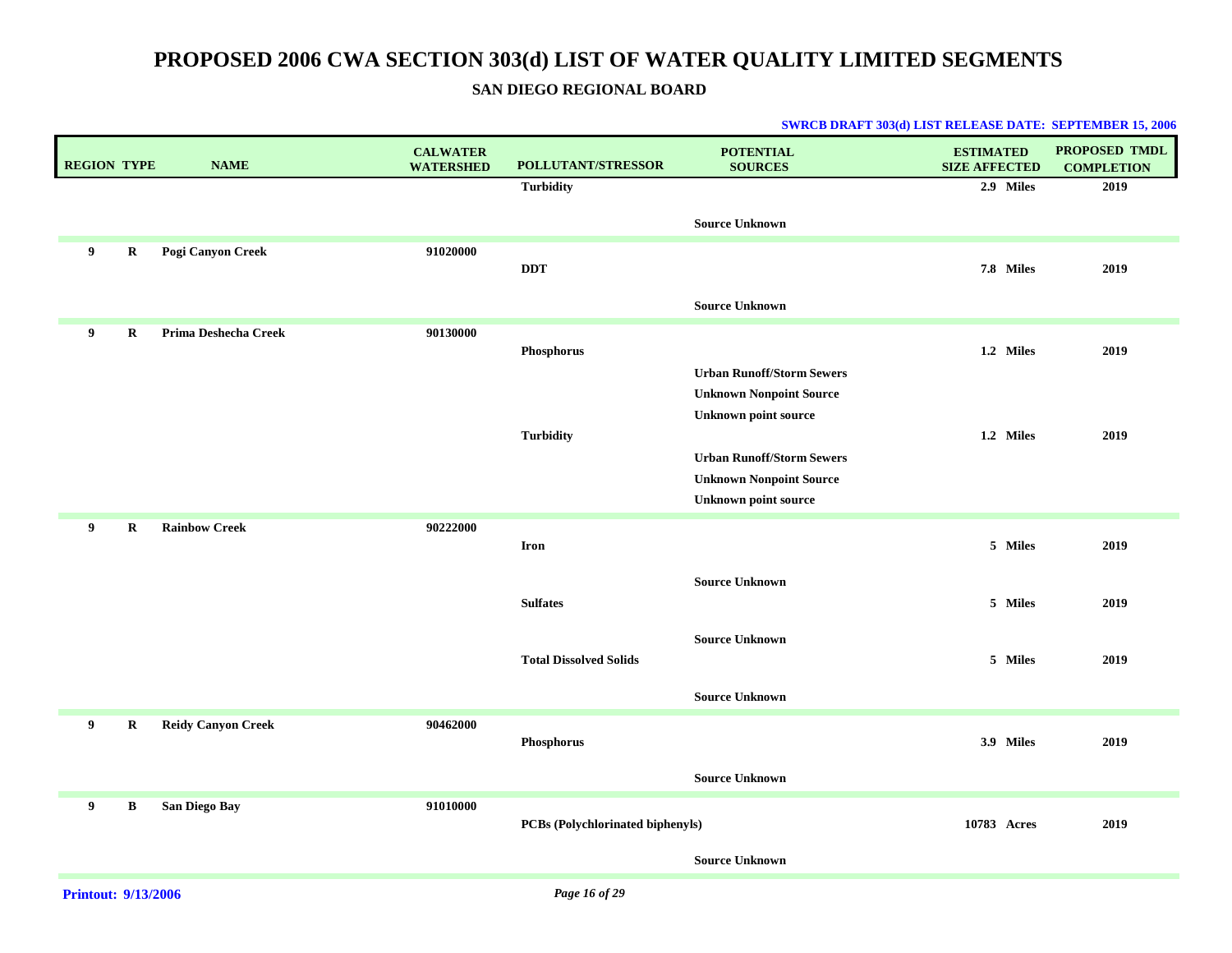# PROPOSED 2006 CWA SECTION 303(d) LIST OF WATER QUALITY LIMITED SEGMENTS

## SAN DIEGO REGIONAL BOARD

**SWRCB DRAFT 303(d) LIST RELEASE DATE: SEPTEMBER 15, 2006**

| REGION | TYPE | NAME | CALWATER WATERSHED | POLLUTANT/STRESSOR | POTENTIAL SOURCES | ESTIMATED SIZE AFFECTED | PROPOSED TMDL COMPLETION |
|---|---|---|---|---|---|---|---|
| | | | | Turbidity | | 2.9 Miles | 2019 |
| | | | | | Source Unknown | | |
| 9 | R | Pogi Canyon Creek | 91020000 | | | | |
| | | | | DDT | | 7.8 Miles | 2019 |
| | | | | | Source Unknown | | |
| 9 | R | Prima Deshecha Creek | 90130000 | | | | |
| | | | | Phosphorus | | 1.2 Miles | 2019 |
| | | | | | Urban Runoff/Storm Sewers | | |
| | | | | | Unknown Nonpoint Source | | |
| | | | | | Unknown point source | | |
| | | | | Turbidity | | 1.2 Miles | 2019 |
| | | | | | Urban Runoff/Storm Sewers | | |
| | | | | | Unknown Nonpoint Source | | |
| | | | | | Unknown point source | | |
| 9 | R | Rainbow Creek | 90222000 | | | | |
| | | | | Iron | | 5 Miles | 2019 |
| | | | | | Source Unknown | | |
| | | | | Sulfates | | 5 Miles | 2019 |
| | | | | | Source Unknown | | |
| | | | | Total Dissolved Solids | | 5 Miles | 2019 |
| | | | | | Source Unknown | | |
| 9 | R | Reidy Canyon Creek | 90462000 | | | | |
| | | | | Phosphorus | | 3.9 Miles | 2019 |
| | | | | | Source Unknown | | |
| 9 | B | San Diego Bay | 91010000 | | | | |
| | | | | PCBs (Polychlorinated biphenyls) | | 10783 Acres | 2019 |
| | | | | | Source Unknown | | |

**Printout: 9/13/2006**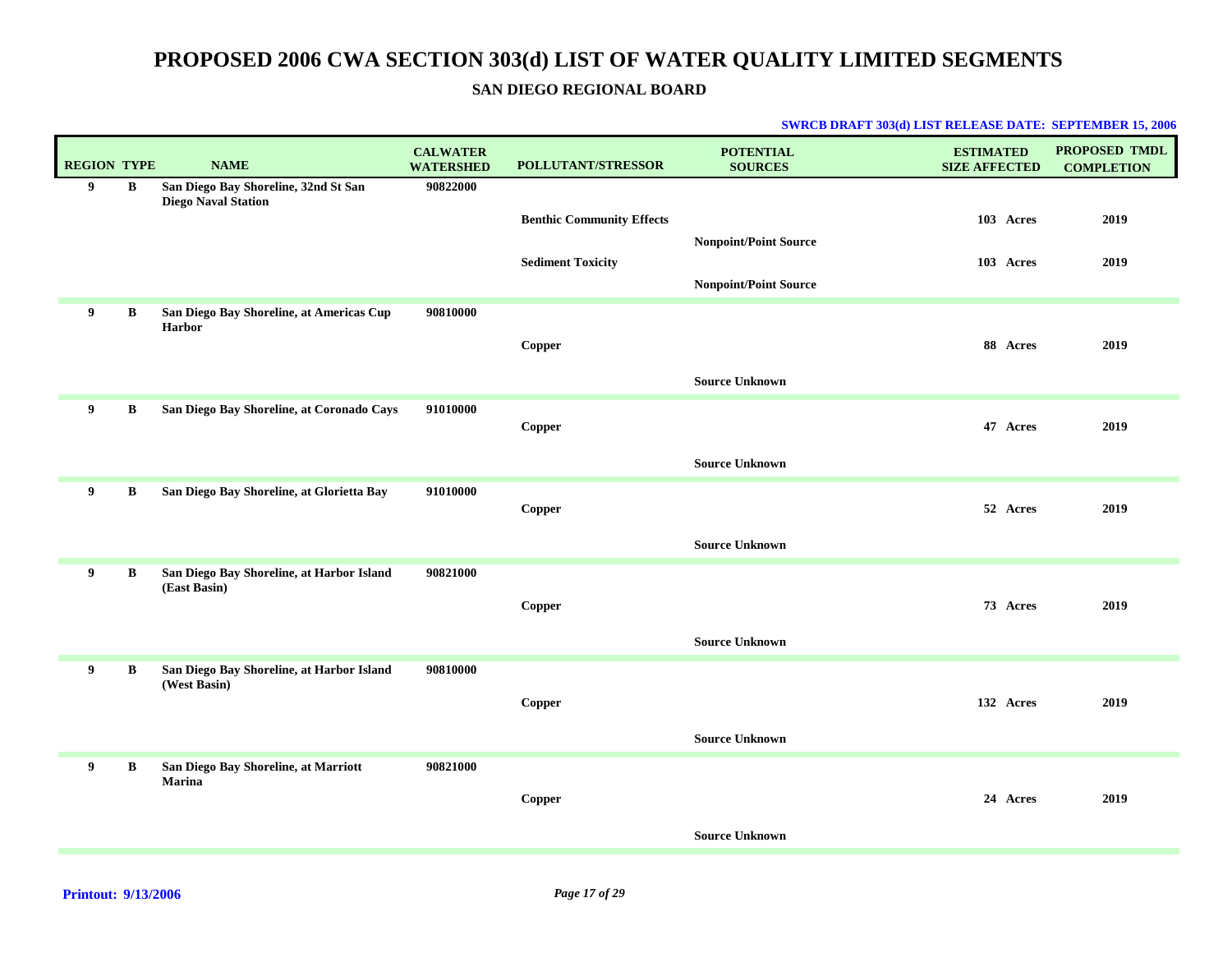# PROPOSED 2006 CWA SECTION 303(d) LIST OF WATER QUALITY LIMITED SEGMENTS

## SAN DIEGO REGIONAL BOARD

**SWRCB DRAFT 303(d) LIST RELEASE DATE: SEPTEMBER 15, 2006**

| REGION | TYPE | NAME | CALWATER WATERSHED | POLLUTANT/STRESSOR | POTENTIAL SOURCES | ESTIMATED SIZE AFFECTED | PROPOSED TMDL COMPLETION |
|---|---|---|---|---|---|---|---|
| 9 | B | San Diego Bay Shoreline, 32nd St San Diego Naval Station | 90822000 | | | | |
| | | | | Benthic Community Effects | | 103 Acres | 2019 |
| | | | | | Nonpoint/Point Source | | |
| | | | | Sediment Toxicity | | 103 Acres | 2019 |
| | | | | | Nonpoint/Point Source | | |
| 9 | B | San Diego Bay Shoreline, at Americas Cup Harbor | 90810000 | | | | |
| | | | | Copper | | 88 Acres | 2019 |
| | | | | | Source Unknown | | |
| 9 | B | San Diego Bay Shoreline, at Coronado Cays | 91010000 | | | | |
| | | | | Copper | | 47 Acres | 2019 |
| | | | | | Source Unknown | | |
| 9 | B | San Diego Bay Shoreline, at Glorietta Bay | 91010000 | | | | |
| | | | | Copper | | 52 Acres | 2019 |
| | | | | | Source Unknown | | |
| 9 | B | San Diego Bay Shoreline, at Harbor Island (East Basin) | 90821000 | | | | |
| | | | | Copper | | 73 Acres | 2019 |
| | | | | | Source Unknown | | |
| 9 | B | San Diego Bay Shoreline, at Harbor Island (West Basin) | 90810000 | | | | |
| | | | | Copper | | 132 Acres | 2019 |
| | | | | | Source Unknown | | |
| 9 | B | San Diego Bay Shoreline, at Marriott Marina | 90821000 | | | | |
| | | | | Copper | | 24 Acres | 2019 |
| | | | | | Source Unknown | | |

Printout: 9/13/2006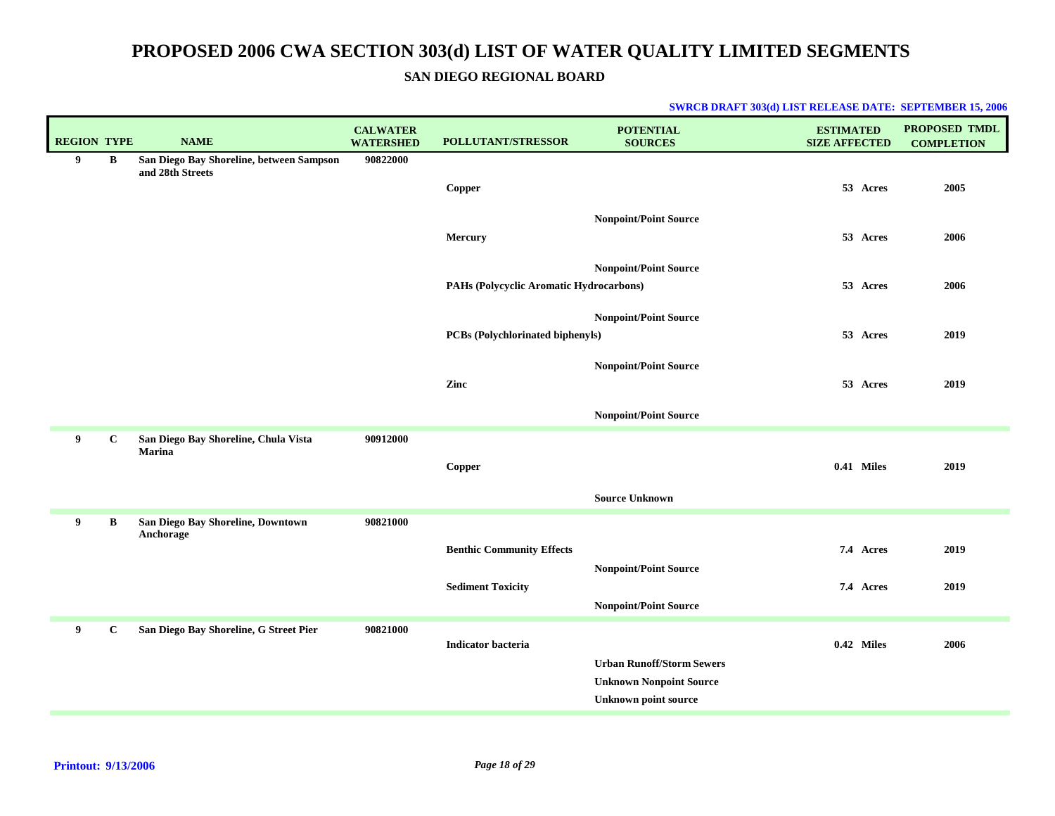# PROPOSED 2006 CWA SECTION 303(d) LIST OF WATER QUALITY LIMITED SEGMENTS

## SAN DIEGO REGIONAL BOARD

**SWRCB DRAFT 303(d) LIST RELEASE DATE: SEPTEMBER 15, 2006**

| REGION | TYPE | NAME | CALWATER WATERSHED | POLLUTANT/STRESSOR | POTENTIAL SOURCES | ESTIMATED SIZE AFFECTED | PROPOSED TMDL COMPLETION |
|---|---|---|---|---|---|---|---|
| 9 | B | San Diego Bay Shoreline, between Sampson and 28th Streets | 90822000 | | | | |
| | | | | Copper | | 53 Acres | 2005 |
| | | | | | Nonpoint/Point Source | | |
| | | | | Mercury | | 53 Acres | 2006 |
| | | | | | Nonpoint/Point Source | | |
| | | | | PAHs (Polycyclic Aromatic Hydrocarbons) | | 53 Acres | 2006 |
| | | | | | Nonpoint/Point Source | | |
| | | | | PCBs (Polychlorinated biphenyls) | | 53 Acres | 2019 |
| | | | | | Nonpoint/Point Source | | |
| | | | | Zinc | | 53 Acres | 2019 |
| | | | | | Nonpoint/Point Source | | |
| 9 | C | San Diego Bay Shoreline, Chula Vista Marina | 90912000 | | | | |
| | | | | Copper | | 0.41 Miles | 2019 |
| | | | | | Source Unknown | | |
| 9 | B | San Diego Bay Shoreline, Downtown Anchorage | 90821000 | | | | |
| | | | | Benthic Community Effects | | 7.4 Acres | 2019 |
| | | | | | Nonpoint/Point Source | | |
| | | | | Sediment Toxicity | | 7.4 Acres | 2019 |
| | | | | | Nonpoint/Point Source | | |
| 9 | C | San Diego Bay Shoreline, G Street Pier | 90821000 | | | | |
| | | | | Indicator bacteria | | 0.42 Miles | 2006 |
| | | | | | Urban Runoff/Storm Sewers | | |
| | | | | | Unknown Nonpoint Source | | |
| | | | | | Unknown point source | | |

**Printout: 9/13/2006**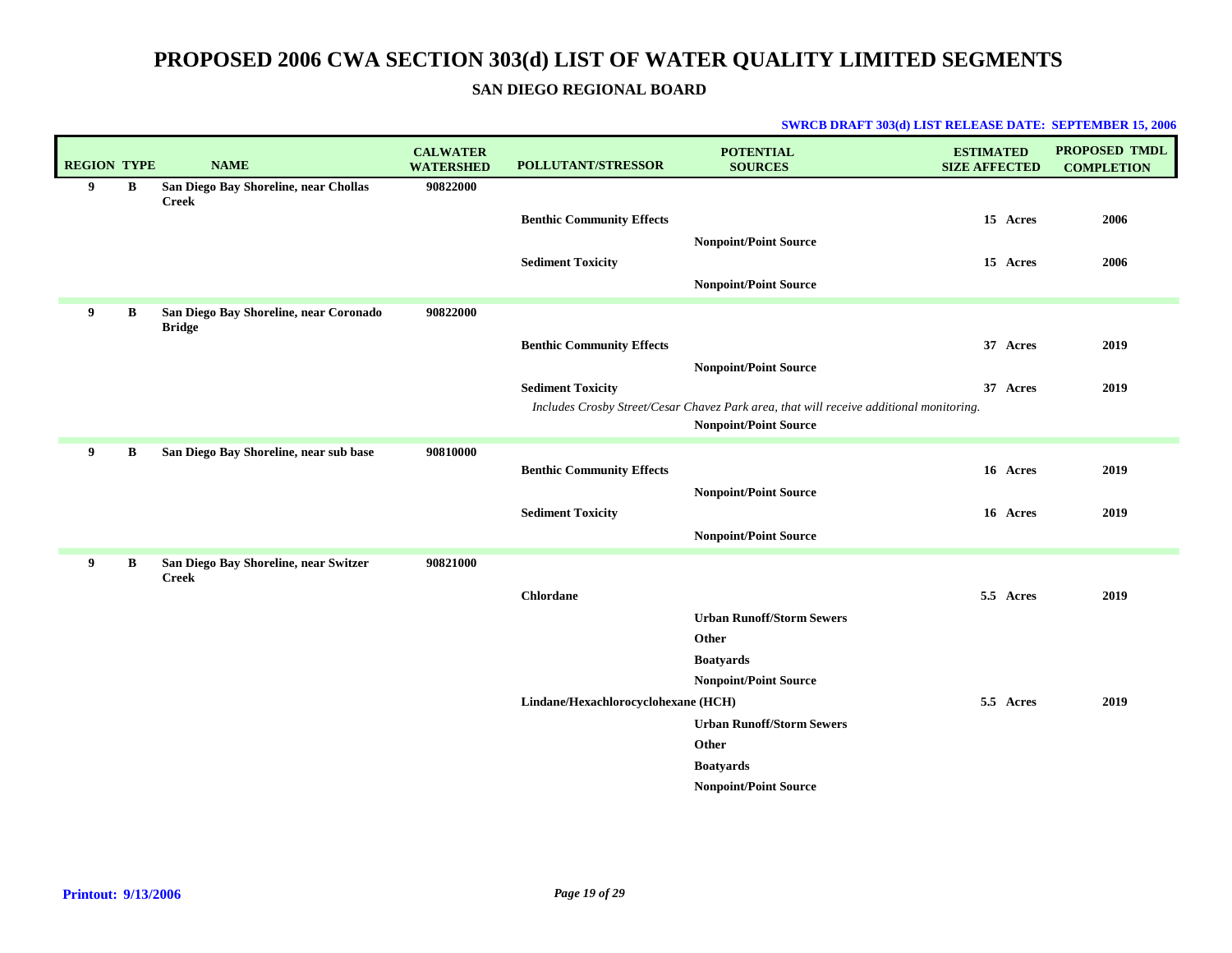# PROPOSED 2006 CWA SECTION 303(d) LIST OF WATER QUALITY LIMITED SEGMENTS

## SAN DIEGO REGIONAL BOARD

**SWRCB DRAFT 303(d) LIST RELEASE DATE: SEPTEMBER 15, 2006**

| REGION | TYPE | NAME | CALWATER WATERSHED | POLLUTANT/STRESSOR | POTENTIAL SOURCES | ESTIMATED SIZE AFFECTED | PROPOSED TMDL COMPLETION |
|---|---|---|---|---|---|---|---|
| 9 | B | San Diego Bay Shoreline, near Chollas Creek | 90822000 | | | | |
| | | | | Benthic Community Effects | | 15 Acres | 2006 |
| | | | | | Nonpoint/Point Source | | |
| | | | | Sediment Toxicity | | 15 Acres | 2006 |
| | | | | | Nonpoint/Point Source | | |
| 9 | B | San Diego Bay Shoreline, near Coronado Bridge | 90822000 | | | | |
| | | | | Benthic Community Effects | | 37 Acres | 2019 |
| | | | | | Nonpoint/Point Source | | |
| | | | | Sediment Toxicity | | 37 Acres | 2019 |
| | | | | *Includes Crosby Street/Cesar Chavez Park area, that will receive additional monitoring.* | | | |
| | | | | | Nonpoint/Point Source | | |
| 9 | B | San Diego Bay Shoreline, near sub base | 90810000 | | | | |
| | | | | Benthic Community Effects | | 16 Acres | 2019 |
| | | | | | Nonpoint/Point Source | | |
| | | | | Sediment Toxicity | | 16 Acres | 2019 |
| | | | | | Nonpoint/Point Source | | |
| 9 | B | San Diego Bay Shoreline, near Switzer Creek | 90821000 | | | | |
| | | | | Chlordane | | 5.5 Acres | 2019 |
| | | | | | Urban Runoff/Storm Sewers | | |
| | | | | | Other | | |
| | | | | | Boatyards | | |
| | | | | | Nonpoint/Point Source | | |
| | | | | Lindane/Hexachlorocyclohexane (HCH) | | 5.5 Acres | 2019 |
| | | | | | Urban Runoff/Storm Sewers | | |
| | | | | | Other | | |
| | | | | | Boatyards | | |
| | | | | | Nonpoint/Point Source | | |

**Printout: 9/13/2006**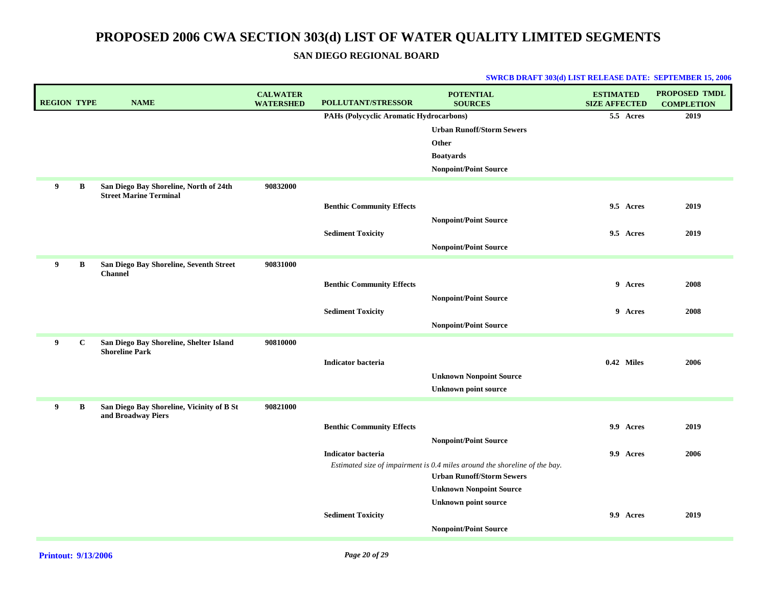# PROPOSED 2006 CWA SECTION 303(d) LIST OF WATER QUALITY LIMITED SEGMENTS

## SAN DIEGO REGIONAL BOARD

**SWRCB DRAFT 303(d) LIST RELEASE DATE: SEPTEMBER 15, 2006**

| REGION | TYPE | NAME | CALWATER WATERSHED | POLLUTANT/STRESSOR | POTENTIAL SOURCES | ESTIMATED SIZE AFFECTED | PROPOSED TMDL COMPLETION |
|---|---|---|---|---|---|---|---|
| | | | | PAHs (Polycyclic Aromatic Hydrocarbons) | | 5.5 Acres | 2019 |
| | | | | | Urban Runoff/Storm Sewers | | |
| | | | | | Other | | |
| | | | | | Boatyards | | |
| | | | | | Nonpoint/Point Source | | |
| 9 | B | San Diego Bay Shoreline, North of 24th Street Marine Terminal | 90832000 | | | | |
| | | | | Benthic Community Effects | | 9.5 Acres | 2019 |
| | | | | | Nonpoint/Point Source | | |
| | | | | Sediment Toxicity | | 9.5 Acres | 2019 |
| | | | | | Nonpoint/Point Source | | |
| 9 | B | San Diego Bay Shoreline, Seventh Street Channel | 90831000 | | | | |
| | | | | Benthic Community Effects | | 9 Acres | 2008 |
| | | | | | Nonpoint/Point Source | | |
| | | | | Sediment Toxicity | | 9 Acres | 2008 |
| | | | | | Nonpoint/Point Source | | |
| 9 | C | San Diego Bay Shoreline, Shelter Island Shoreline Park | 90810000 | | | | |
| | | | | Indicator bacteria | | 0.42 Miles | 2006 |
| | | | | | Unknown Nonpoint Source | | |
| | | | | | Unknown point source | | |
| 9 | B | San Diego Bay Shoreline, Vicinity of B St and Broadway Piers | 90821000 | | | | |
| | | | | Benthic Community Effects | | 9.9 Acres | 2019 |
| | | | | | Nonpoint/Point Source | | |
| | | | | Indicator bacteria | | 9.9 Acres | 2006 |
| | | | | *Estimated size of impairment is 0.4 miles around the shoreline of the bay.* | | | |
| | | | | | Urban Runoff/Storm Sewers | | |
| | | | | | Unknown Nonpoint Source | | |
| | | | | | Unknown point source | | |
| | | | | Sediment Toxicity | | 9.9 Acres | 2019 |
| | | | | | Nonpoint/Point Source | | |

**Printout: 9/13/2006**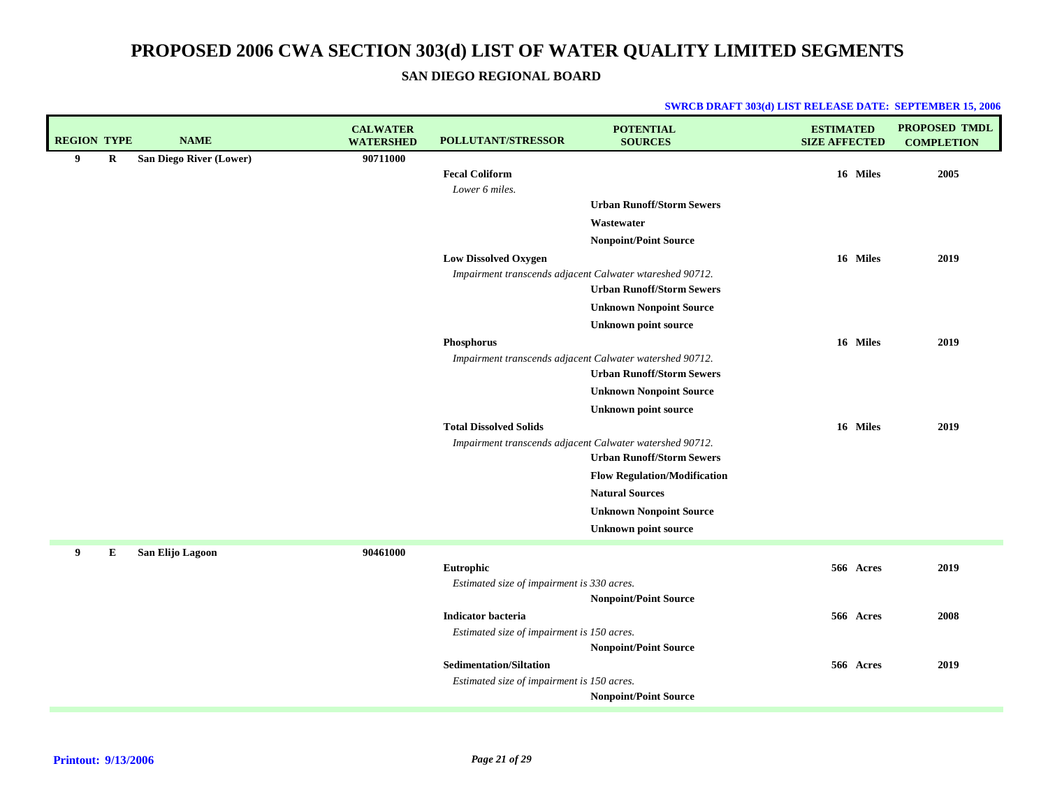# PROPOSED 2006 CWA SECTION 303(d) LIST OF WATER QUALITY LIMITED SEGMENTS

## SAN DIEGO REGIONAL BOARD

**SWRCB DRAFT 303(d) LIST RELEASE DATE: SEPTEMBER 15, 2006**

| REGION | TYPE | NAME | CALWATER WATERSHED | POLLUTANT/STRESSOR | POTENTIAL SOURCES | ESTIMATED SIZE AFFECTED | PROPOSED TMDL COMPLETION |
|---|---|---|---|---|---|---|---|
| 9 | R | San Diego River (Lower) | 90711000 | | | | |
| | | | | **Fecal Coliform** | | 16 Miles | 2005 |
| | | | | *Lower 6 miles.* | | | |
| | | | | | Urban Runoff/Storm Sewers | | |
| | | | | | Wastewater | | |
| | | | | | Nonpoint/Point Source | | |
| | | | | **Low Dissolved Oxygen** | | 16 Miles | 2019 |
| | | | | *Impairment transcends adjacent Calwater wtareshed 90712.* | | | |
| | | | | | Urban Runoff/Storm Sewers | | |
| | | | | | Unknown Nonpoint Source | | |
| | | | | | Unknown point source | | |
| | | | | **Phosphorus** | | 16 Miles | 2019 |
| | | | | *Impairment transcends adjacent Calwater watershed 90712.* | | | |
| | | | | | Urban Runoff/Storm Sewers | | |
| | | | | | Unknown Nonpoint Source | | |
| | | | | | Unknown point source | | |
| | | | | **Total Dissolved Solids** | | 16 Miles | 2019 |
| | | | | *Impairment transcends adjacent Calwater watershed 90712.* | | | |
| | | | | | Urban Runoff/Storm Sewers | | |
| | | | | | Flow Regulation/Modification | | |
| | | | | | Natural Sources | | |
| | | | | | Unknown Nonpoint Source | | |
| | | | | | Unknown point source | | |
| 9 | E | San Elijo Lagoon | 90461000 | | | | |
| | | | | **Eutrophic** | | 566 Acres | 2019 |
| | | | | *Estimated size of impairment is 330 acres.* | | | |
| | | | | | Nonpoint/Point Source | | |
| | | | | **Indicator bacteria** | | 566 Acres | 2008 |
| | | | | *Estimated size of impairment is 150 acres.* | | | |
| | | | | | Nonpoint/Point Source | | |
| | | | | **Sedimentation/Siltation** | | 566 Acres | 2019 |
| | | | | *Estimated size of impairment is 150 acres.* | | | |
| | | | | | Nonpoint/Point Source | | |

**Printout: 9/13/2006**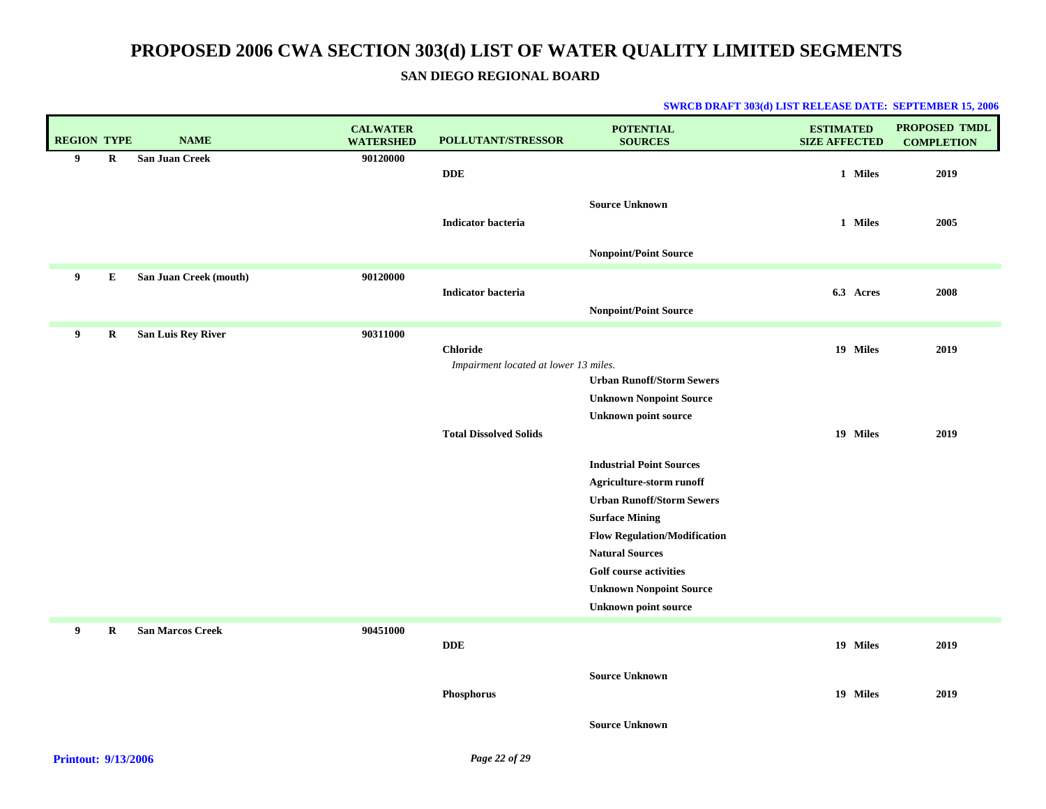# PROPOSED 2006 CWA SECTION 303(d) LIST OF WATER QUALITY LIMITED SEGMENTS

## SAN DIEGO REGIONAL BOARD

**SWRCB DRAFT 303(d) LIST RELEASE DATE: SEPTEMBER 15, 2006**

| REGION | TYPE | NAME | CALWATER WATERSHED | POLLUTANT/STRESSOR | POTENTIAL SOURCES | ESTIMATED SIZE AFFECTED | PROPOSED TMDL COMPLETION |
|---|---|---|---|---|---|---|---|
| 9 | R | San Juan Creek | 90120000 | | | | |
| | | | | DDE | | 1 Miles | 2019 |
| | | | | | Source Unknown | | |
| | | | | Indicator bacteria | | 1 Miles | 2005 |
| | | | | | Nonpoint/Point Source | | |
| 9 | E | San Juan Creek (mouth) | 90120000 | | | | |
| | | | | Indicator bacteria | | 6.3 Acres | 2008 |
| | | | | | Nonpoint/Point Source | | |
| 9 | R | San Luis Rey River | 90311000 | | | | |
| | | | | Chloride | | 19 Miles | 2019 |
| | | | | *Impairment located at lower 13 miles.* | | | |
| | | | | | Urban Runoff/Storm Sewers | | |
| | | | | | Unknown Nonpoint Source | | |
| | | | | | Unknown point source | | |
| | | | | Total Dissolved Solids | | 19 Miles | 2019 |
| | | | | | Industrial Point Sources | | |
| | | | | | Agriculture-storm runoff | | |
| | | | | | Urban Runoff/Storm Sewers | | |
| | | | | | Surface Mining | | |
| | | | | | Flow Regulation/Modification | | |
| | | | | | Natural Sources | | |
| | | | | | Golf course activities | | |
| | | | | | Unknown Nonpoint Source | | |
| | | | | | Unknown point source | | |
| 9 | R | San Marcos Creek | 90451000 | | | | |
| | | | | DDE | | 19 Miles | 2019 |
| | | | | | Source Unknown | | |
| | | | | Phosphorus | | 19 Miles | 2019 |
| | | | | | Source Unknown | | |

**Printout: 9/13/2006**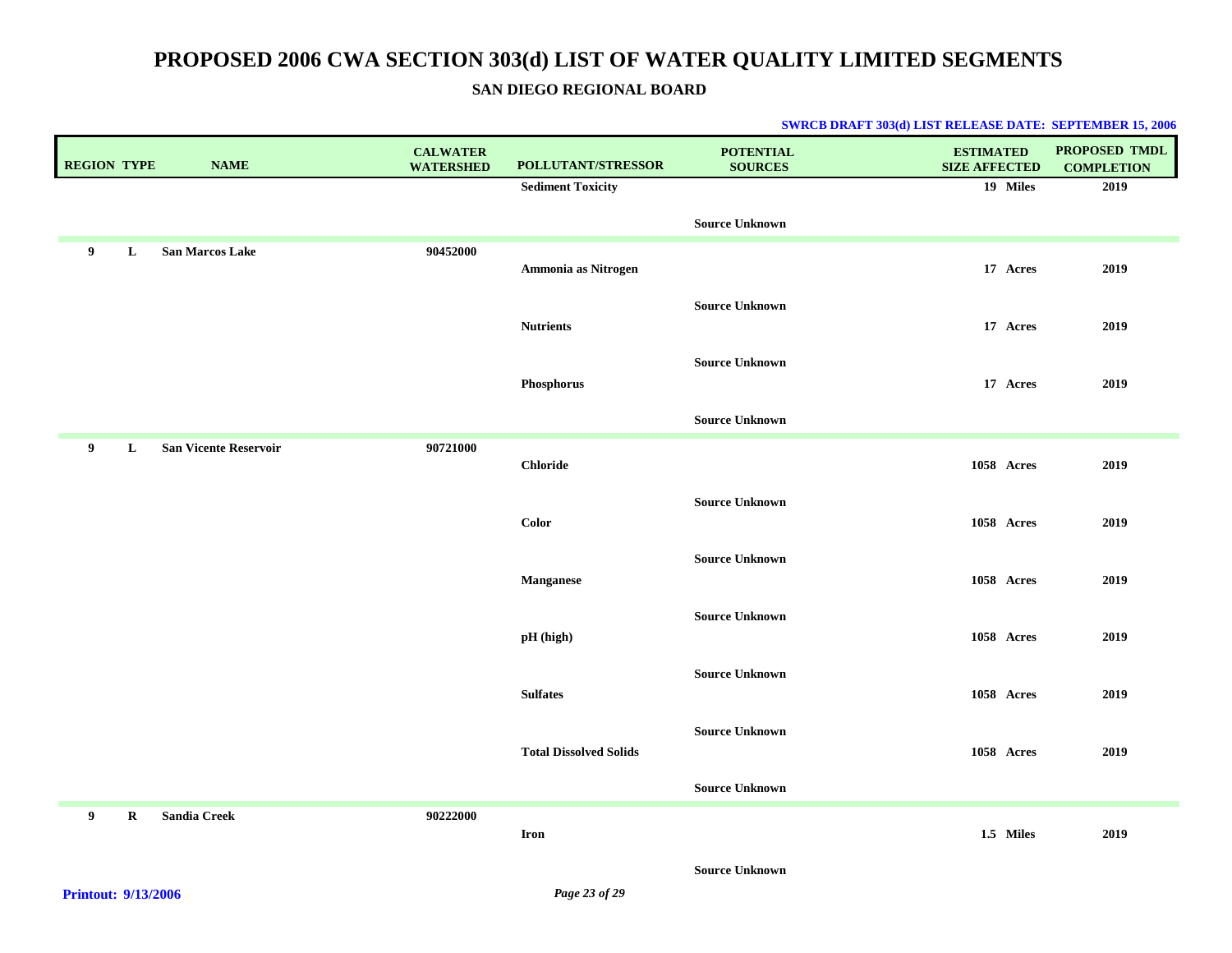# PROPOSED 2006 CWA SECTION 303(d) LIST OF WATER QUALITY LIMITED SEGMENTS

## SAN DIEGO REGIONAL BOARD

**SWRCB DRAFT 303(d) LIST RELEASE DATE: SEPTEMBER 15, 2006**

| REGION | TYPE | NAME | CALWATER WATERSHED | POLLUTANT/STRESSOR | POTENTIAL SOURCES | ESTIMATED SIZE AFFECTED | PROPOSED TMDL COMPLETION |
|---|---|---|---|---|---|---|---|
| | | | | Sediment Toxicity | | 19 Miles | 2019 |
| | | | | | Source Unknown | | |
| 9 | L | San Marcos Lake | 90452000 | | | | |
| | | | | Ammonia as Nitrogen | | 17 Acres | 2019 |
| | | | | | Source Unknown | | |
| | | | | Nutrients | | 17 Acres | 2019 |
| | | | | | Source Unknown | | |
| | | | | Phosphorus | | 17 Acres | 2019 |
| | | | | | Source Unknown | | |
| 9 | L | San Vicente Reservoir | 90721000 | | | | |
| | | | | Chloride | | 1058 Acres | 2019 |
| | | | | | Source Unknown | | |
| | | | | Color | | 1058 Acres | 2019 |
| | | | | | Source Unknown | | |
| | | | | Manganese | | 1058 Acres | 2019 |
| | | | | | Source Unknown | | |
| | | | | pH (high) | | 1058 Acres | 2019 |
| | | | | | Source Unknown | | |
| | | | | Sulfates | | 1058 Acres | 2019 |
| | | | | | Source Unknown | | |
| | | | | Total Dissolved Solids | | 1058 Acres | 2019 |
| | | | | | Source Unknown | | |
| 9 | R | Sandia Creek | 90222000 | | | | |
| | | | | Iron | | 1.5 Miles | 2019 |
| | | | | | Source Unknown | | |

**Printout: 9/13/2006**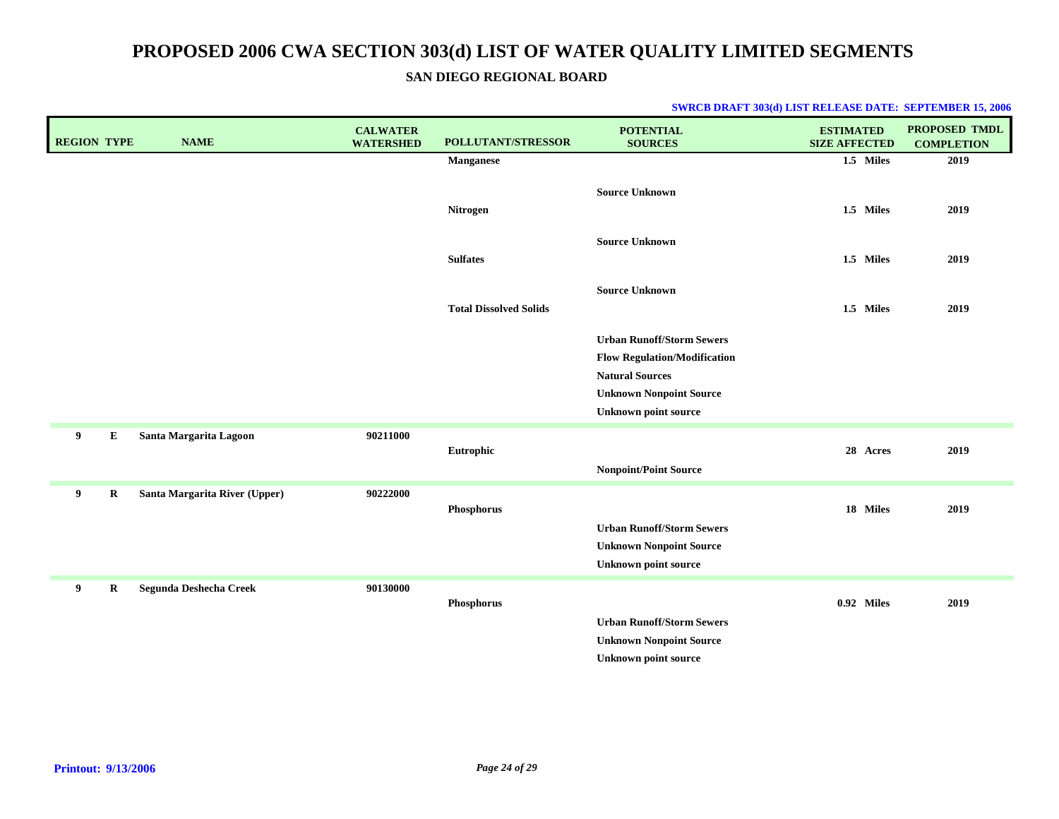# PROPOSED 2006 CWA SECTION 303(d) LIST OF WATER QUALITY LIMITED SEGMENTS

## SAN DIEGO REGIONAL BOARD

**SWRCB DRAFT 303(d) LIST RELEASE DATE: SEPTEMBER 15, 2006**

| REGION | TYPE | NAME | CALWATER WATERSHED | POLLUTANT/STRESSOR | POTENTIAL SOURCES | ESTIMATED SIZE AFFECTED | PROPOSED TMDL COMPLETION |
|---|---|---|---|---|---|---|---|
| | | | | Manganese | | 1.5 Miles | 2019 |
| | | | | | Source Unknown | | |
| | | | | Nitrogen | | 1.5 Miles | 2019 |
| | | | | | Source Unknown | | |
| | | | | Sulfates | | 1.5 Miles | 2019 |
| | | | | | Source Unknown | | |
| | | | | Total Dissolved Solids | | 1.5 Miles | 2019 |
| | | | | | Urban Runoff/Storm Sewers | | |
| | | | | | Flow Regulation/Modification | | |
| | | | | | Natural Sources | | |
| | | | | | Unknown Nonpoint Source | | |
| | | | | | Unknown point source | | |
| 9 | E | Santa Margarita Lagoon | 90211000 | | | | |
| | | | | Eutrophic | | 28 Acres | 2019 |
| | | | | | Nonpoint/Point Source | | |
| 9 | R | Santa Margarita River (Upper) | 90222000 | | | | |
| | | | | Phosphorus | | 18 Miles | 2019 |
| | | | | | Urban Runoff/Storm Sewers | | |
| | | | | | Unknown Nonpoint Source | | |
| | | | | | Unknown point source | | |
| 9 | R | Segunda Deshecha Creek | 90130000 | | | | |
| | | | | Phosphorus | | 0.92 Miles | 2019 |
| | | | | | Urban Runoff/Storm Sewers | | |
| | | | | | Unknown Nonpoint Source | | |
| | | | | | Unknown point source | | |

**Printout: 9/13/2006**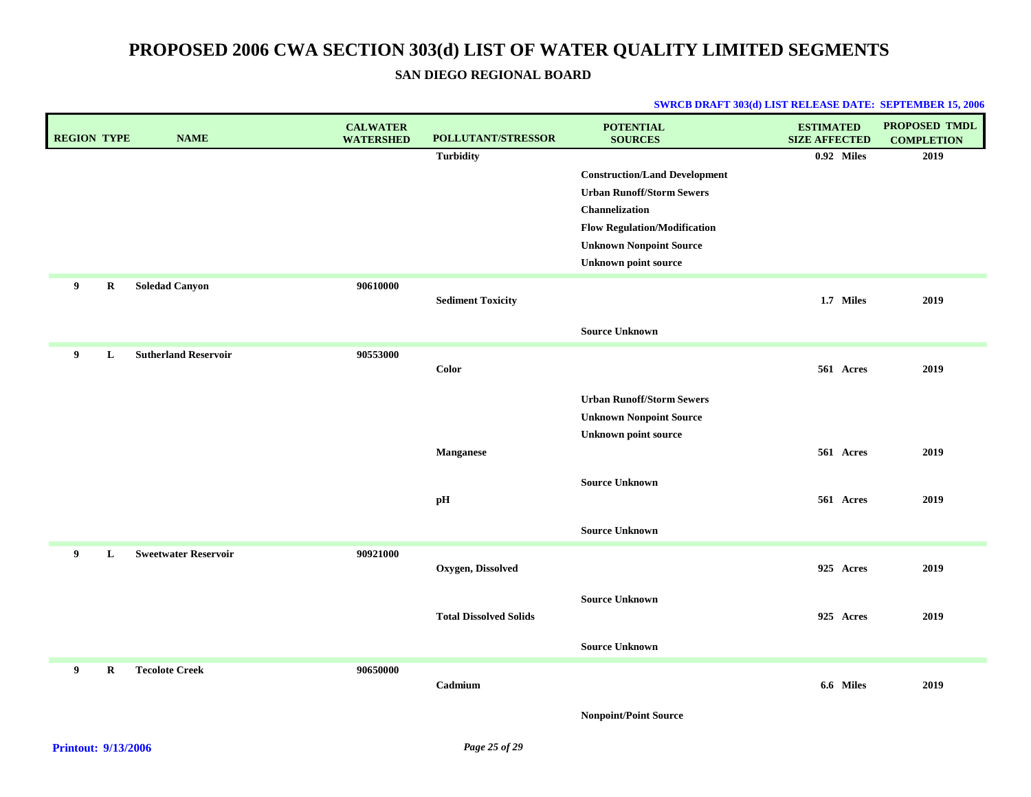# PROPOSED 2006 CWA SECTION 303(d) LIST OF WATER QUALITY LIMITED SEGMENTS

## SAN DIEGO REGIONAL BOARD

**SWRCB DRAFT 303(d) LIST RELEASE DATE: SEPTEMBER 15, 2006**

| REGION | TYPE | NAME | CALWATER WATERSHED | POLLUTANT/STRESSOR | POTENTIAL SOURCES | ESTIMATED SIZE AFFECTED | PROPOSED TMDL COMPLETION |
|---|---|---|---|---|---|---|---|
| | | | | Turbidity | | 0.92 Miles | 2019 |
| | | | | | Construction/Land Development | | |
| | | | | | Urban Runoff/Storm Sewers | | |
| | | | | | Channelization | | |
| | | | | | Flow Regulation/Modification | | |
| | | | | | Unknown Nonpoint Source | | |
| | | | | | Unknown point source | | |
| 9 | R | Soledad Canyon | 90610000 | | | | |
| | | | | Sediment Toxicity | | 1.7 Miles | 2019 |
| | | | | | Source Unknown | | |
| 9 | L | Sutherland Reservoir | 90553000 | | | | |
| | | | | Color | | 561 Acres | 2019 |
| | | | | | Urban Runoff/Storm Sewers | | |
| | | | | | Unknown Nonpoint Source | | |
| | | | | | Unknown point source | | |
| | | | | Manganese | | 561 Acres | 2019 |
| | | | | | Source Unknown | | |
| | | | | pH | | 561 Acres | 2019 |
| | | | | | Source Unknown | | |
| 9 | L | Sweetwater Reservoir | 90921000 | | | | |
| | | | | Oxygen, Dissolved | | 925 Acres | 2019 |
| | | | | | Source Unknown | | |
| | | | | Total Dissolved Solids | | 925 Acres | 2019 |
| | | | | | Source Unknown | | |
| 9 | R | Tecolote Creek | 90650000 | | | | |
| | | | | Cadmium | | 6.6 Miles | 2019 |
| | | | | | Nonpoint/Point Source | | |

Printout: 9/13/2006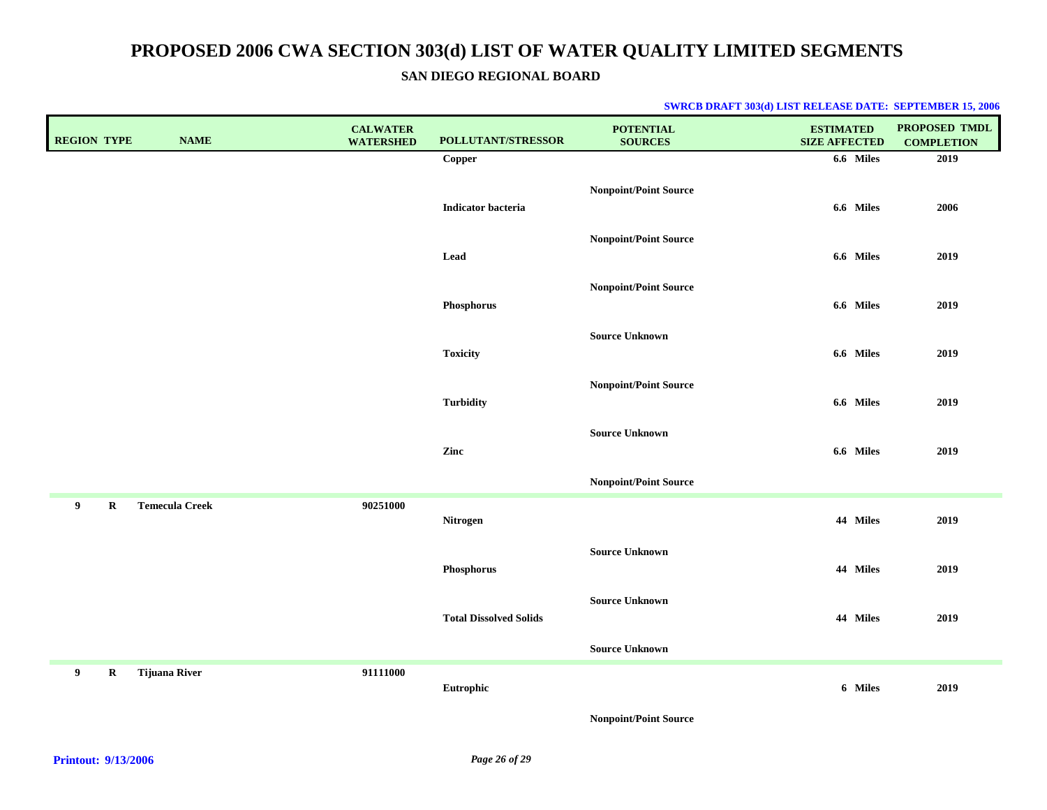# PROPOSED 2006 CWA SECTION 303(d) LIST OF WATER QUALITY LIMITED SEGMENTS

### SAN DIEGO REGIONAL BOARD

**SWRCB DRAFT 303(d) LIST RELEASE DATE: SEPTEMBER 15, 2006**

| REGION | TYPE | NAME | CALWATER WATERSHED | POLLUTANT/STRESSOR | POTENTIAL SOURCES | ESTIMATED SIZE AFFECTED | PROPOSED TMDL COMPLETION |
|---|---|---|---|---|---|---|---|
| | | | | Copper | Nonpoint/Point Source | 6.6 Miles | 2019 |
| | | | | Indicator bacteria | Nonpoint/Point Source | 6.6 Miles | 2006 |
| | | | | Lead | Nonpoint/Point Source | 6.6 Miles | 2019 |
| | | | | Phosphorus | Source Unknown | 6.6 Miles | 2019 |
| | | | | Toxicity | Nonpoint/Point Source | 6.6 Miles | 2019 |
| | | | | Turbidity | Source Unknown | 6.6 Miles | 2019 |
| | | | | Zinc | Nonpoint/Point Source | 6.6 Miles | 2019 |
| 9 | R | Temecula Creek | 90251000 | | | | |
| | | | | Nitrogen | Source Unknown | 44 Miles | 2019 |
| | | | | Phosphorus | Source Unknown | 44 Miles | 2019 |
| | | | | Total Dissolved Solids | Source Unknown | 44 Miles | 2019 |
| 9 | R | Tijuana River | 91111000 | | | | |
| | | | | Eutrophic | Nonpoint/Point Source | 6 Miles | 2019 |

**Printout: 9/13/2006**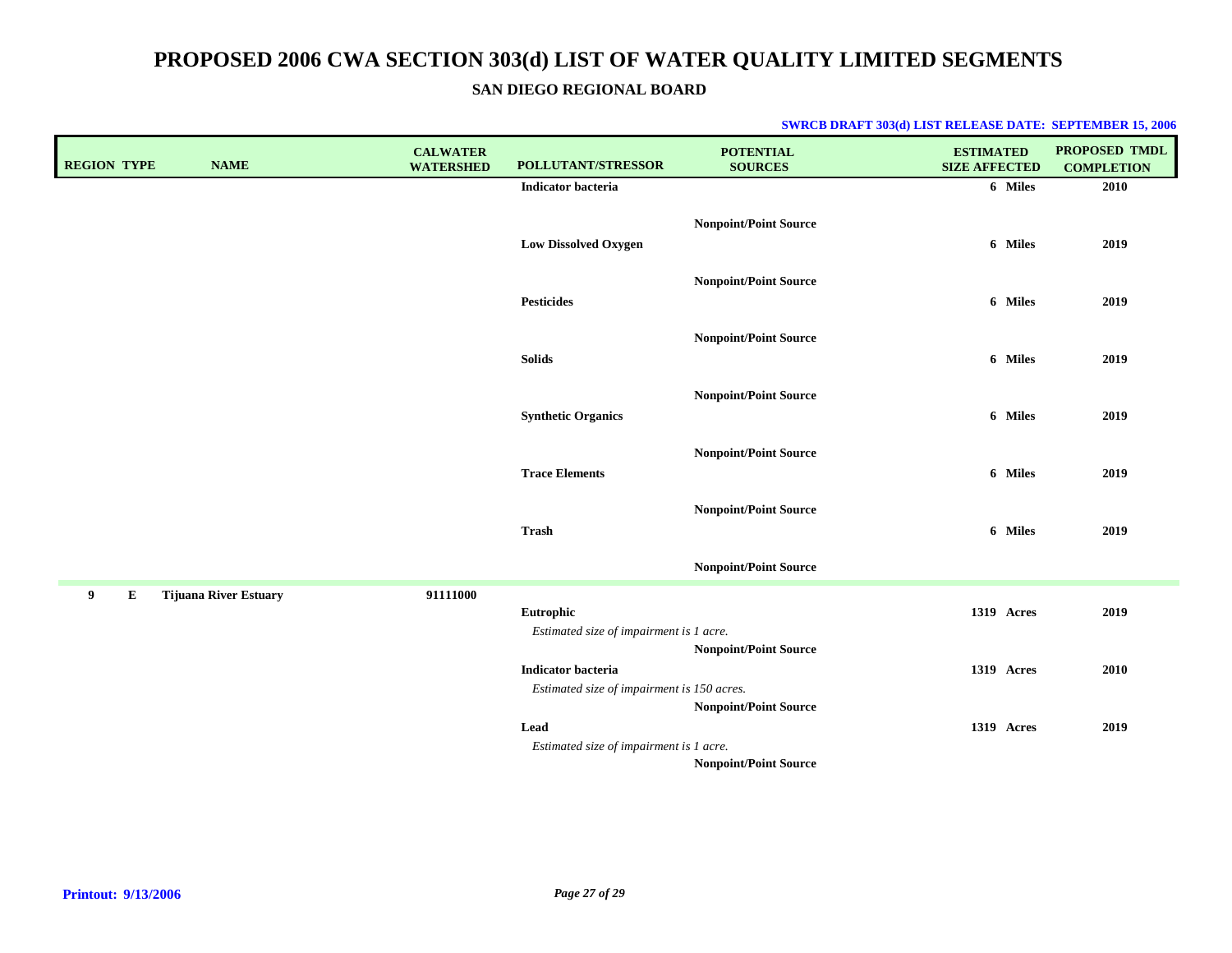# PROPOSED 2006 CWA SECTION 303(d) LIST OF WATER QUALITY LIMITED SEGMENTS

## SAN DIEGO REGIONAL BOARD

**SWRCB DRAFT 303(d) LIST RELEASE DATE: SEPTEMBER 15, 2006**

| REGION | TYPE | NAME | CALWATER WATERSHED | POLLUTANT/STRESSOR | POTENTIAL SOURCES | ESTIMATED SIZE AFFECTED | PROPOSED TMDL COMPLETION |
|---|---|---|---|---|---|---|---|
| | | | | **Indicator bacteria** | | **6 Miles** | **2010** |
| | | | | | **Nonpoint/Point Source** | | |
| | | | | **Low Dissolved Oxygen** | | **6 Miles** | **2019** |
| | | | | | **Nonpoint/Point Source** | | |
| | | | | **Pesticides** | | **6 Miles** | **2019** |
| | | | | | **Nonpoint/Point Source** | | |
| | | | | **Solids** | | **6 Miles** | **2019** |
| | | | | | **Nonpoint/Point Source** | | |
| | | | | **Synthetic Organics** | | **6 Miles** | **2019** |
| | | | | | **Nonpoint/Point Source** | | |
| | | | | **Trace Elements** | | **6 Miles** | **2019** |
| | | | | | **Nonpoint/Point Source** | | |
| | | | | **Trash** | | **6 Miles** | **2019** |
| | | | | | **Nonpoint/Point Source** | | |
| **9** | **E** | **Tijuana River Estuary** | **91111000** | | | | |
| | | | | **Eutrophic** | | **1319 Acres** | **2019** |
| | | | | *Estimated size of impairment is 1 acre.* | | | |
| | | | | | **Nonpoint/Point Source** | | |
| | | | | **Indicator bacteria** | | **1319 Acres** | **2010** |
| | | | | *Estimated size of impairment is 150 acres.* | | | |
| | | | | | **Nonpoint/Point Source** | | |
| | | | | **Lead** | | **1319 Acres** | **2019** |
| | | | | *Estimated size of impairment is 1 acre.* | | | |
| | | | | | **Nonpoint/Point Source** | | |

**Printout: 9/13/2006**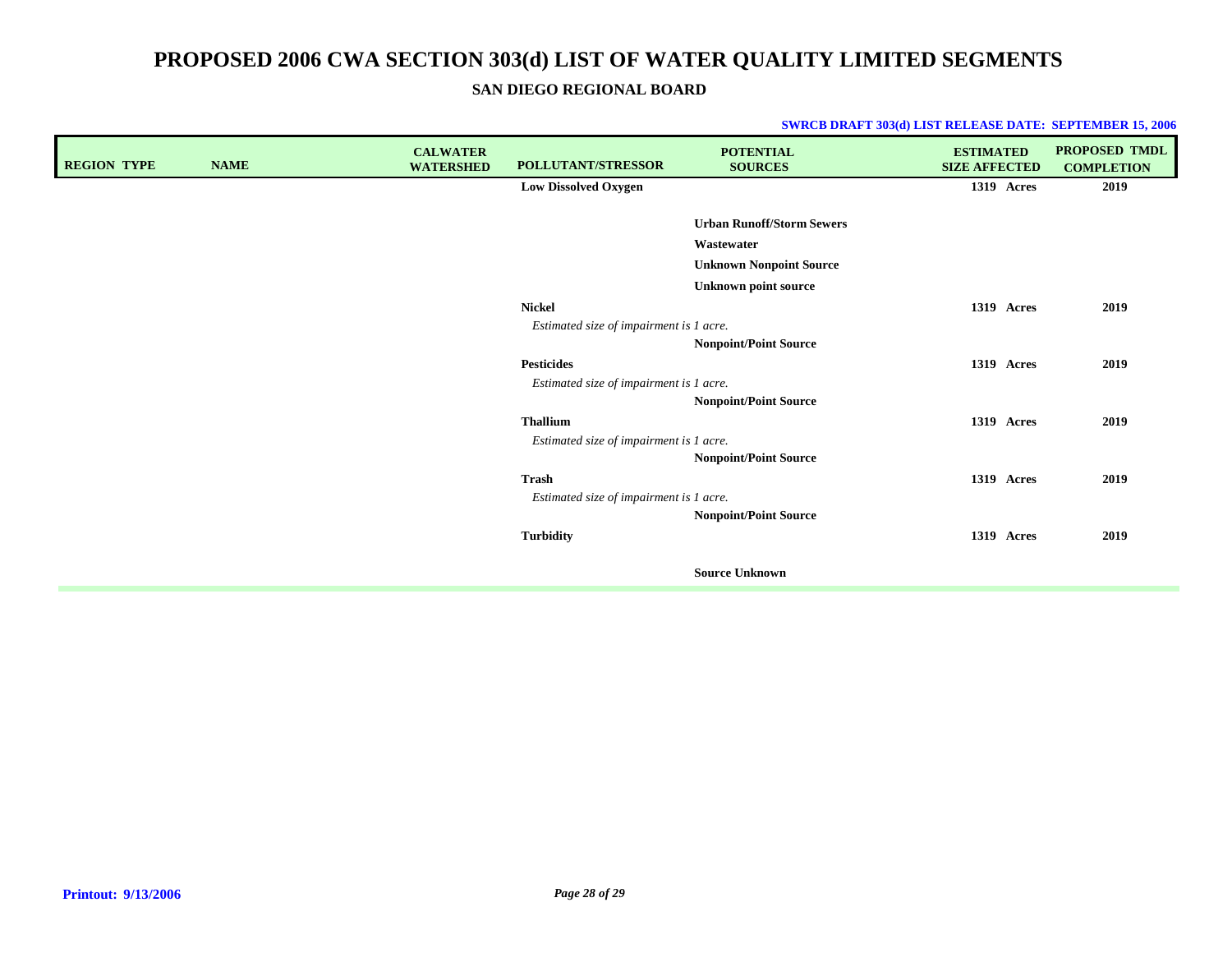# PROPOSED 2006 CWA SECTION 303(d) LIST OF WATER QUALITY LIMITED SEGMENTS

## SAN DIEGO REGIONAL BOARD

**SWRCB DRAFT 303(d) LIST RELEASE DATE: SEPTEMBER 15, 2006**

| REGION | TYPE | NAME | CALWATER WATERSHED | POLLUTANT/STRESSOR | POTENTIAL SOURCES | ESTIMATED SIZE AFFECTED | PROPOSED TMDL COMPLETION |
|---|---|---|---|---|---|---|---|
| | | | | **Low Dissolved Oxygen** | | 1319 Acres | 2019 |
| | | | | | Urban Runoff/Storm Sewers | | |
| | | | | | Wastewater | | |
| | | | | | Unknown Nonpoint Source | | |
| | | | | | Unknown point source | | |
| | | | | **Nickel** | | 1319 Acres | 2019 |
| | | | | *Estimated size of impairment is 1 acre.* | | | |
| | | | | | Nonpoint/Point Source | | |
| | | | | **Pesticides** | | 1319 Acres | 2019 |
| | | | | *Estimated size of impairment is 1 acre.* | | | |
| | | | | | Nonpoint/Point Source | | |
| | | | | **Thallium** | | 1319 Acres | 2019 |
| | | | | *Estimated size of impairment is 1 acre.* | | | |
| | | | | | Nonpoint/Point Source | | |
| | | | | **Trash** | | 1319 Acres | 2019 |
| | | | | *Estimated size of impairment is 1 acre.* | | | |
| | | | | | Nonpoint/Point Source | | |
| | | | | **Turbidity** | | 1319 Acres | 2019 |
| | | | | | Source Unknown | | |

**Printout: 9/13/2006**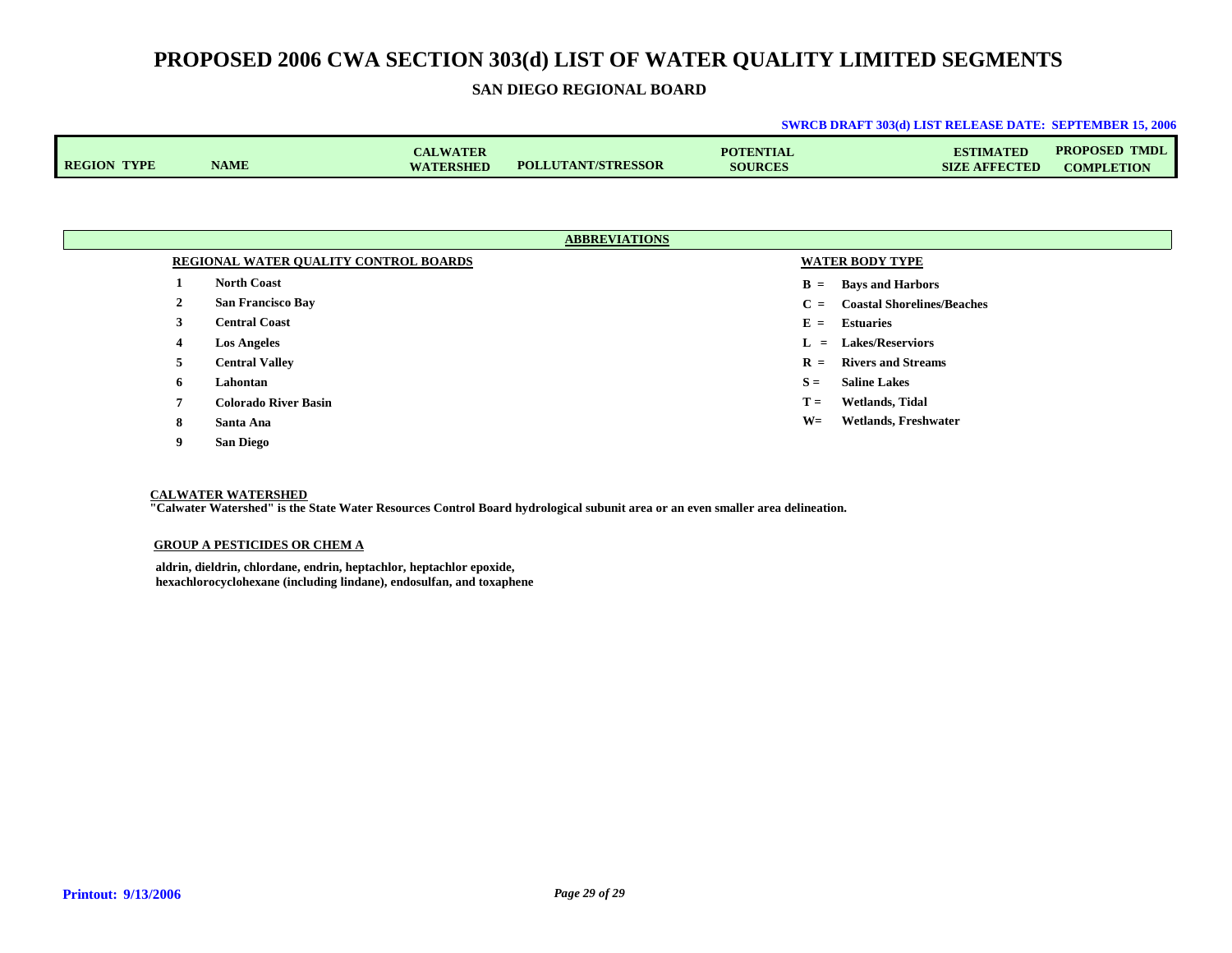# PROPOSED 2006 CWA SECTION 303(d) LIST OF WATER QUALITY LIMITED SEGMENTS

## SAN DIEGO REGIONAL BOARD

**SWRCB DRAFT 303(d) LIST RELEASE DATE: SEPTEMBER 15, 2006**

| REGION | TYPE | NAME | CALWATER WATERSHED | POLLUTANT/STRESSOR | POTENTIAL SOURCES | ESTIMATED SIZE AFFECTED | PROPOSED TMDL COMPLETION |
|---|---|---|---|---|---|---|---|

### ABBREVIATIONS

**REGIONAL WATER QUALITY CONTROL BOARDS**

| | |
|---|---|
| 1 | North Coast |
| 2 | San Francisco Bay |
| 3 | Central Coast |
| 4 | Los Angeles |
| 5 | Central Valley |
| 6 | Lahontan |
| 7 | Colorado River Basin |
| 8 | Santa Ana |
| 9 | San Diego |

**WATER BODY TYPE**

| | |
|---|---|
| B = | Bays and Harbors |
| C = | Coastal Shorelines/Beaches |
| E = | Estuaries |
| L = | Lakes/Reserviors |
| R = | Rivers and Streams |
| S = | Saline Lakes |
| T = | Wetlands, Tidal |
| W= | Wetlands, Freshwater |

**CALWATER WATERSHED**

"Calwater Watershed" is the State Water Resources Control Board hydrological subunit area or an even smaller area delineation.

**GROUP A PESTICIDES OR CHEM A**

aldrin, dieldrin, chlordane, endrin, heptachlor, heptachlor epoxide, hexachlorocyclohexane (including lindane), endosulfan, and toxaphene

Printout: 9/13/2006